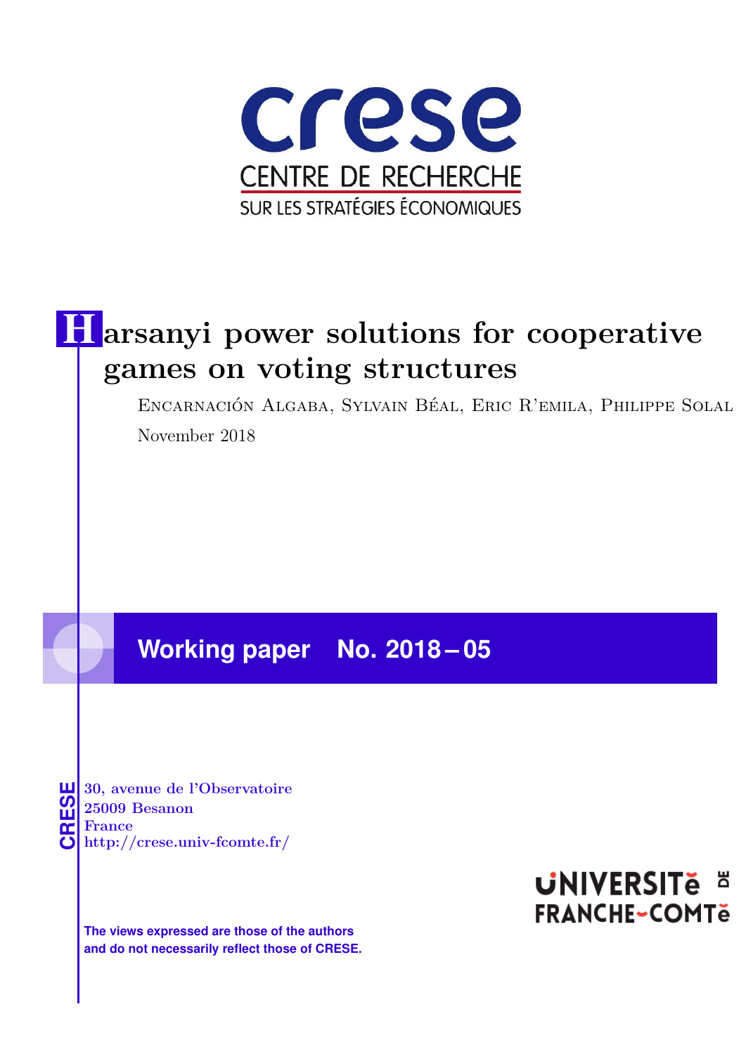crese

CENTRE DE RECHERCHE

SUR LES STRATÉGIES ÉCONOMIQUES

# Harsanyi power solutions for cooperative games on voting structures

Encarnación Algaba, Sylvain Béal, Eric R'emila, Philippe Solal

November 2018

**Working paper No. 2018 – 05**

CRESE

30, avenue de l'Observatoire
25009 Besanon
France
http://crese.univ-fcomte.fr/

UNIVERSITÉ DE FRANCHE-COMTÉ

**The views expressed are those of the authors and do not necessarily reflect those of CRESE.**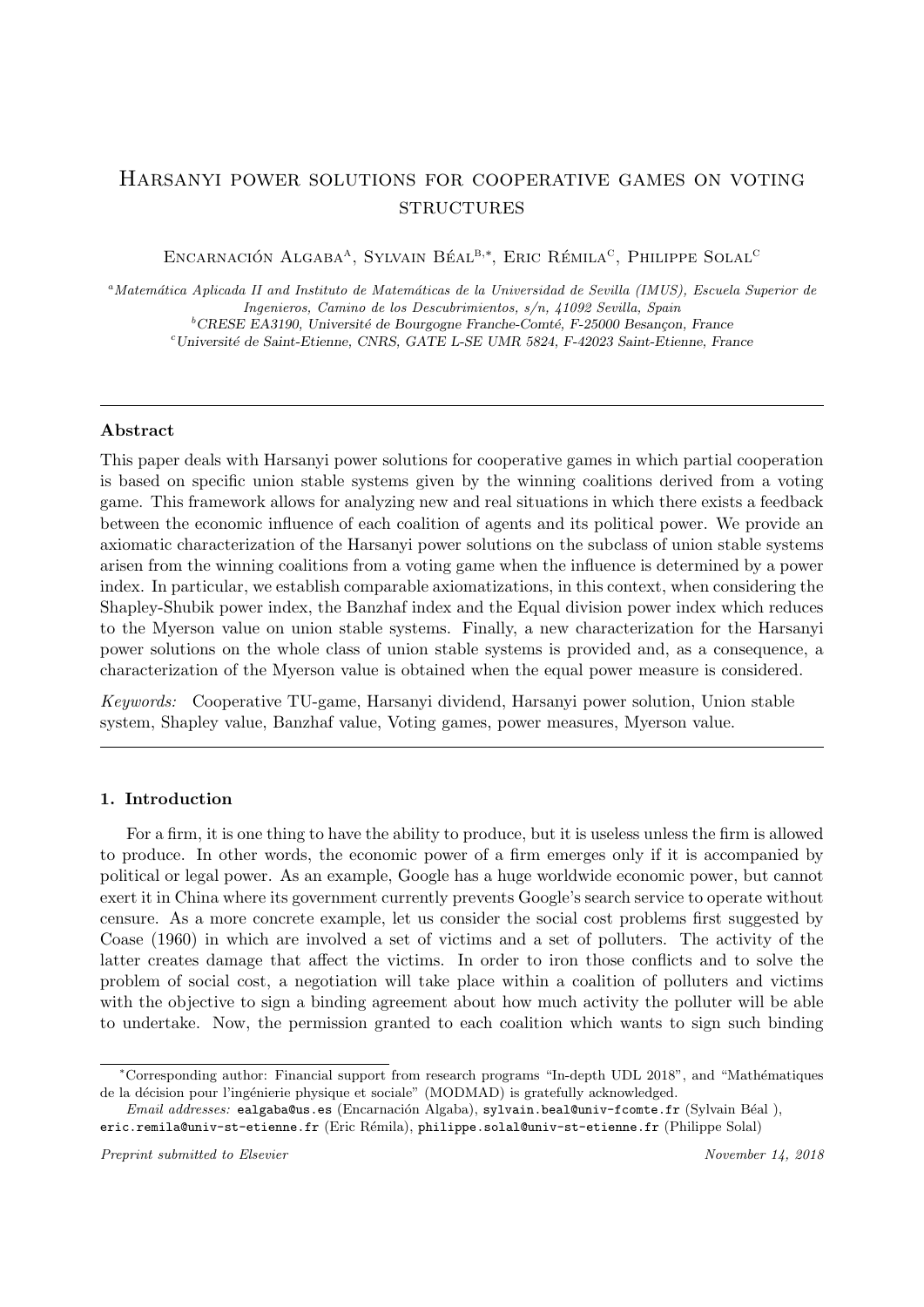# Harsanyi power solutions for cooperative games on voting structures

Encarnación Algaba[a], Sylvain Béal[b,*], Eric Rémila[c], Philippe Solal[c]

[a]*Matemática Aplicada II and Instituto de Matemáticas de la Universidad de Sevilla (IMUS), Escuela Superior de Ingenieros, Camino de los Descubrimientos, s/n, 41092 Sevilla, Spain*
[b]*CRESE EA3190, Université de Bourgogne Franche-Comté, F-25000 Besançon, France*
[c]*Université de Saint-Etienne, CNRS, GATE L-SE UMR 5824, F-42023 Saint-Etienne, France*

---

**Abstract**

This paper deals with Harsanyi power solutions for cooperative games in which partial cooperation is based on specific union stable systems given by the winning coalitions derived from a voting game. This framework allows for analyzing new and real situations in which there exists a feedback between the economic influence of each coalition of agents and its political power. We provide an axiomatic characterization of the Harsanyi power solutions on the subclass of union stable systems arisen from the winning coalitions from a voting game when the influence is determined by a power index. In particular, we establish comparable axiomatizations, in this context, when considering the Shapley-Shubik power index, the Banzhaf index and the Equal division power index which reduces to the Myerson value on union stable systems. Finally, a new characterization for the Harsanyi power solutions on the whole class of union stable systems is provided and, as a consequence, a characterization of the Myerson value is obtained when the equal power measure is considered.

*Keywords:* Cooperative TU-game, Harsanyi dividend, Harsanyi power solution, Union stable system, Shapley value, Banzhaf value, Voting games, power measures, Myerson value.

---

## 1. Introduction

For a firm, it is one thing to have the ability to produce, but it is useless unless the firm is allowed to produce. In other words, the economic power of a firm emerges only if it is accompanied by political or legal power. As an example, Google has a huge worldwide economic power, but cannot exert it in China where its government currently prevents Google's search service to operate without censure. As a more concrete example, let us consider the social cost problems first suggested by Coase (1960) in which are involved a set of victims and a set of polluters. The activity of the latter creates damage that affect the victims. In order to iron those conflicts and to solve the problem of social cost, a negotiation will take place within a coalition of polluters and victims with the objective to sign a binding agreement about how much activity the polluter will be able to undertake. Now, the permission granted to each coalition which wants to sign such binding

---

*Corresponding author: Financial support from research programs "In-depth UDL 2018", and "Mathématiques de la décision pour l'ingénierie physique et sociale" (MODMAD) is gratefully acknowledged.

*Email addresses:* ealgaba@us.es (Encarnación Algaba), sylvain.beal@univ-fcomte.fr (Sylvain Béal ), eric.remila@univ-st-etienne.fr (Eric Rémila), philippe.solal@univ-st-etienne.fr (Philippe Solal)

*Preprint submitted to Elsevier* November 14, 2018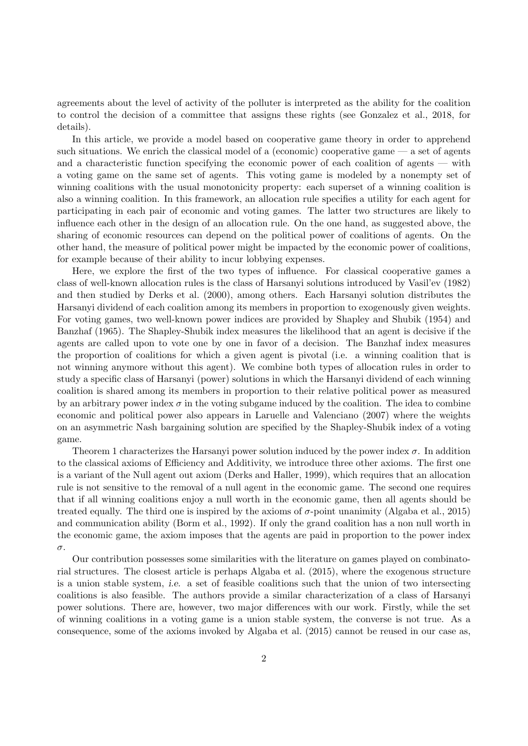agreements about the level of activity of the polluter is interpreted as the ability for the coalition to control the decision of a committee that assigns these rights (see Gonzalez et al., 2018, for details).

In this article, we provide a model based on cooperative game theory in order to apprehend such situations. We enrich the classical model of a (economic) cooperative game — a set of agents and a characteristic function specifying the economic power of each coalition of agents — with a voting game on the same set of agents. This voting game is modeled by a nonempty set of winning coalitions with the usual monotonicity property: each superset of a winning coalition is also a winning coalition. In this framework, an allocation rule specifies a utility for each agent for participating in each pair of economic and voting games. The latter two structures are likely to influence each other in the design of an allocation rule. On the one hand, as suggested above, the sharing of economic resources can depend on the political power of coalitions of agents. On the other hand, the measure of political power might be impacted by the economic power of coalitions, for example because of their ability to incur lobbying expenses.

Here, we explore the first of the two types of influence. For classical cooperative games a class of well-known allocation rules is the class of Harsanyi solutions introduced by Vasil'ev (1982) and then studied by Derks et al. (2000), among others. Each Harsanyi solution distributes the Harsanyi dividend of each coalition among its members in proportion to exogenously given weights. For voting games, two well-known power indices are provided by Shapley and Shubik (1954) and Banzhaf (1965). The Shapley-Shubik index measures the likelihood that an agent is decisive if the agents are called upon to vote one by one in favor of a decision. The Banzhaf index measures the proportion of coalitions for which a given agent is pivotal (i.e. a winning coalition that is not winning anymore without this agent). We combine both types of allocation rules in order to study a specific class of Harsanyi (power) solutions in which the Harsanyi dividend of each winning coalition is shared among its members in proportion to their relative political power as measured by an arbitrary power index $\sigma$ in the voting subgame induced by the coalition. The idea to combine economic and political power also appears in Laruelle and Valenciano (2007) where the weights on an asymmetric Nash bargaining solution are specified by the Shapley-Shubik index of a voting game.

Theorem 1 characterizes the Harsanyi power solution induced by the power index $\sigma$. In addition to the classical axioms of Efficiency and Additivity, we introduce three other axioms. The first one is a variant of the Null agent out axiom (Derks and Haller, 1999), which requires that an allocation rule is not sensitive to the removal of a null agent in the economic game. The second one requires that if all winning coalitions enjoy a null worth in the economic game, then all agents should be treated equally. The third one is inspired by the axioms of $\sigma$-point unanimity (Algaba et al., 2015) and communication ability (Borm et al., 1992). If only the grand coalition has a non null worth in the economic game, the axiom imposes that the agents are paid in proportion to the power index $\sigma$.

Our contribution possesses some similarities with the literature on games played on combinatorial structures. The closest article is perhaps Algaba et al. (2015), where the exogenous structure is a union stable system, *i.e.* a set of feasible coalitions such that the union of two intersecting coalitions is also feasible. The authors provide a similar characterization of a class of Harsanyi power solutions. There are, however, two major differences with our work. Firstly, while the set of winning coalitions in a voting game is a union stable system, the converse is not true. As a consequence, some of the axioms invoked by Algaba et al. (2015) cannot be reused in our case as,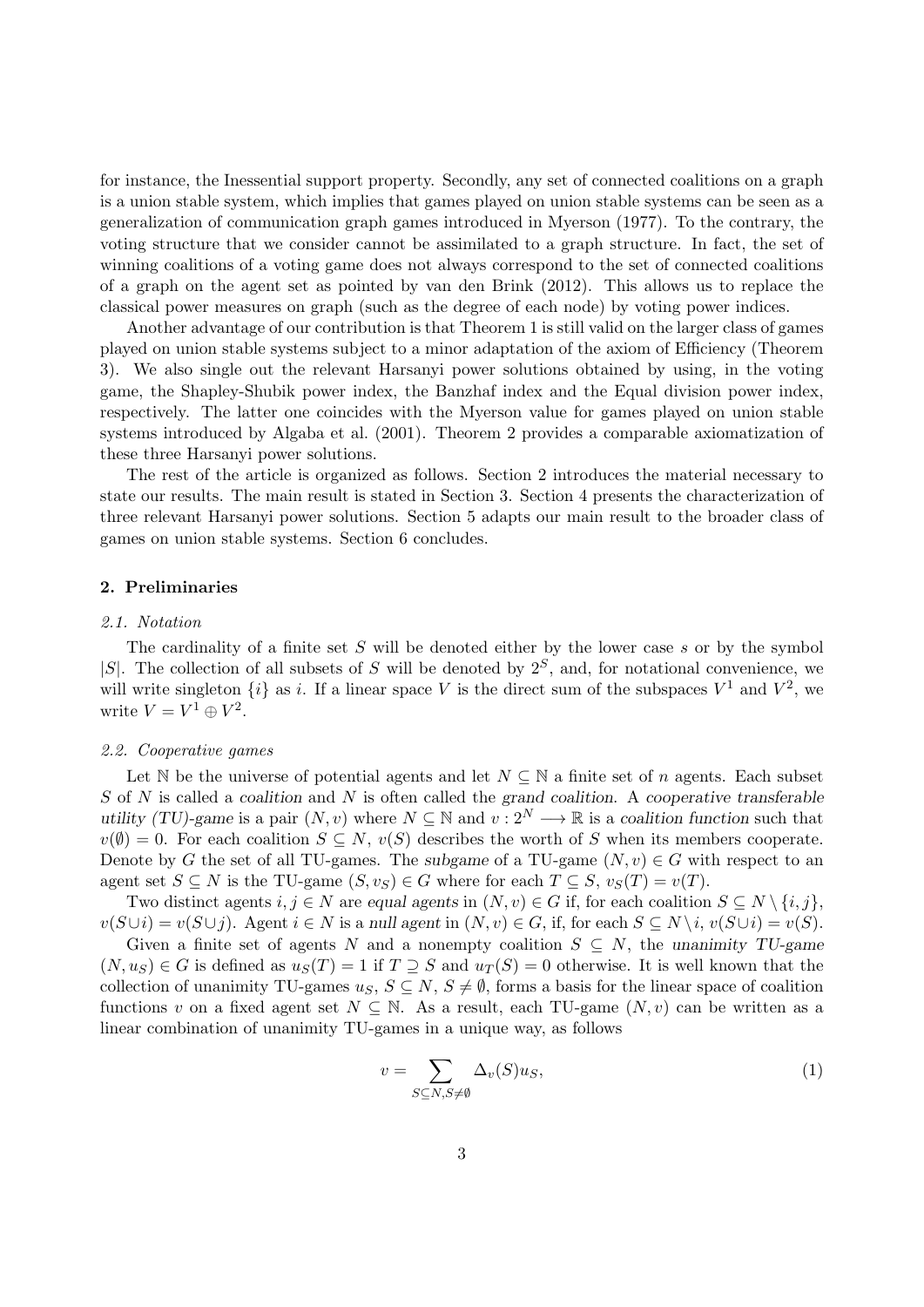for instance, the Inessential support property. Secondly, any set of connected coalitions on a graph is a union stable system, which implies that games played on union stable systems can be seen as a generalization of communication graph games introduced in Myerson (1977). To the contrary, the voting structure that we consider cannot be assimilated to a graph structure. In fact, the set of winning coalitions of a voting game does not always correspond to the set of connected coalitions of a graph on the agent set as pointed by van den Brink (2012). This allows us to replace the classical power measures on graph (such as the degree of each node) by voting power indices.

Another advantage of our contribution is that Theorem 1 is still valid on the larger class of games played on union stable systems subject to a minor adaptation of the axiom of Efficiency (Theorem 3). We also single out the relevant Harsanyi power solutions obtained by using, in the voting game, the Shapley-Shubik power index, the Banzhaf index and the Equal division power index, respectively. The latter one coincides with the Myerson value for games played on union stable systems introduced by Algaba et al. (2001). Theorem 2 provides a comparable axiomatization of these three Harsanyi power solutions.

The rest of the article is organized as follows. Section 2 introduces the material necessary to state our results. The main result is stated in Section 3. Section 4 presents the characterization of three relevant Harsanyi power solutions. Section 5 adapts our main result to the broader class of games on union stable systems. Section 6 concludes.

## 2. Preliminaries

### *2.1. Notation*

The cardinality of a finite set $S$ will be denoted either by the lower case $s$ or by the symbol $|S|$. The collection of all subsets of $S$ will be denoted by $2^S$, and, for notational convenience, we will write singleton $\{i\}$ as $i$. If a linear space $V$ is the direct sum of the subspaces $V^1$ and $V^2$, we write $V = V^1 \oplus V^2$.

### *2.2. Cooperative games*

Let $\mathbb{N}$ be the universe of potential agents and let $N \subseteq \mathbb{N}$ a finite set of $n$ agents. Each subset $S$ of $N$ is called a *coalition* and $N$ is often called the *grand coalition*. A *cooperative transferable utility (TU)-game* is a pair $(N, v)$ where $N \subseteq \mathbb{N}$ and $v : 2^N \longrightarrow \mathbb{R}$ is a *coalition function* such that $v(\emptyset) = 0$. For each coalition $S \subseteq N$, $v(S)$ describes the worth of $S$ when its members cooperate. Denote by $G$ the set of all TU-games. The *subgame* of a TU-game $(N, v) \in G$ with respect to an agent set $S \subseteq N$ is the TU-game $(S, v_S) \in G$ where for each $T \subseteq S$, $v_S(T) = v(T)$.

Two distinct agents $i, j \in N$ are *equal agents* in $(N, v) \in G$ if, for each coalition $S \subseteq N \setminus \{i, j\}$, $v(S \cup i) = v(S \cup j)$. Agent $i \in N$ is a *null agent* in $(N, v) \in G$, if, for each $S \subseteq N \setminus i$, $v(S \cup i) = v(S)$.

Given a finite set of agents $N$ and a nonempty coalition $S \subseteq N$, the *unanimity TU-game* $(N, u_S) \in G$ is defined as $u_S(T) = 1$ if $T \supseteq S$ and $u_T(S) = 0$ otherwise. It is well known that the collection of unanimity TU-games $u_S$, $S \subseteq N$, $S \neq \emptyset$, forms a basis for the linear space of coalition functions $v$ on a fixed agent set $N \subseteq \mathbb{N}$. As a result, each TU-game $(N, v)$ can be written as a linear combination of unanimity TU-games in a unique way, as follows

$$v = \sum_{S \subseteq N, S \neq \emptyset} \Delta_v(S) u_S, \tag{1}$$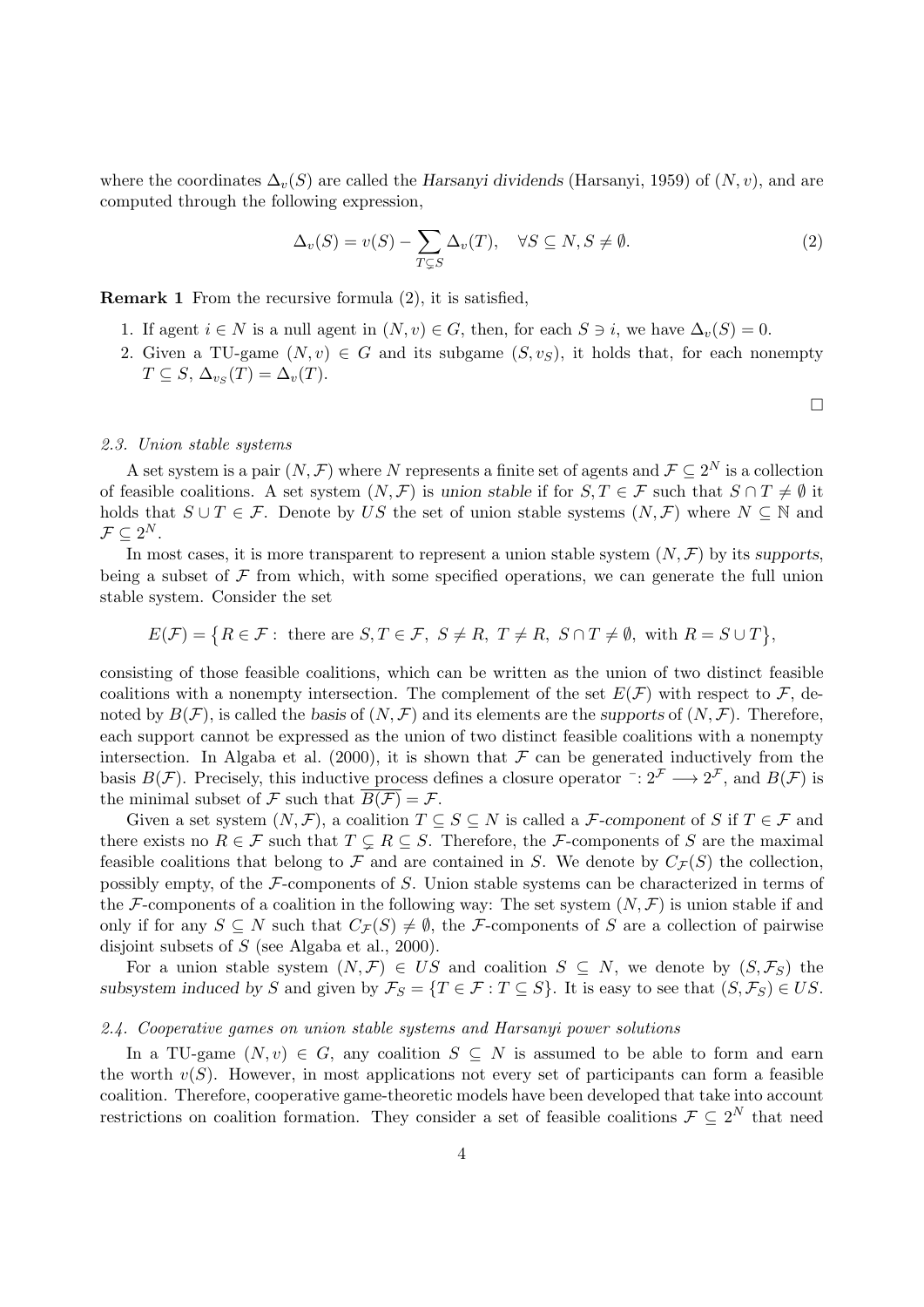where the coordinates $\Delta_v(S)$ are called the *Harsanyi dividends* (Harsanyi, 1959) of $(N, v)$, and are computed through the following expression,

$$\Delta_v(S) = v(S) - \sum_{T \subsetneq S} \Delta_v(T), \quad \forall S \subseteq N, S \neq \emptyset. \tag{2}$$

**Remark 1** From the recursive formula (2), it is satisfied,

1. If agent $i \in N$ is a null agent in $(N, v) \in G$, then, for each $S \ni i$, we have $\Delta_v(S) = 0$.
2. Given a TU-game $(N, v) \in G$ and its subgame $(S, v_S)$, it holds that, for each nonempty $T \subseteq S$, $\Delta_{v_S}(T) = \Delta_v(T)$.

□

### 2.3. Union stable systems

A set system is a pair $(N, \mathcal{F})$ where $N$ represents a finite set of agents and $\mathcal{F} \subseteq 2^N$ is a collection of feasible coalitions. A set system $(N, \mathcal{F})$ is *union stable* if for $S, T \in \mathcal{F}$ such that $S \cap T \neq \emptyset$ it holds that $S \cup T \in \mathcal{F}$. Denote by $US$ the set of union stable systems $(N, \mathcal{F})$ where $N \subseteq \mathbb{N}$ and $\mathcal{F} \subseteq 2^N$.

In most cases, it is more transparent to represent a union stable system $(N, \mathcal{F})$ by its *supports*, being a subset of $\mathcal{F}$ from which, with some specified operations, we can generate the full union stable system. Consider the set

$$E(\mathcal{F}) = \big\{R \in \mathcal{F} : \text{ there are } S, T \in \mathcal{F},\ S \neq R,\ T \neq R,\ S \cap T \neq \emptyset, \text{ with } R = S \cup T\big\},$$

consisting of those feasible coalitions, which can be written as the union of two distinct feasible coalitions with a nonempty intersection. The complement of the set $E(\mathcal{F})$ with respect to $\mathcal{F}$, denoted by $B(\mathcal{F})$, is called the *basis* of $(N, \mathcal{F})$ and its elements are the *supports* of $(N, \mathcal{F})$. Therefore, each support cannot be expressed as the union of two distinct feasible coalitions with a nonempty intersection. In Algaba et al. (2000), it is shown that $\mathcal{F}$ can be generated inductively from the basis $B(\mathcal{F})$. Precisely, this inductive process defines a closure operator $^{-}: 2^{\mathcal{F}} \longrightarrow 2^{\mathcal{F}}$, and $B(\mathcal{F})$ is the minimal subset of $\mathcal{F}$ such that $\overline{B(\mathcal{F})} = \mathcal{F}$.

Given a set system $(N, \mathcal{F})$, a coalition $T \subseteq S \subseteq N$ is called a *$\mathcal{F}$-component* of $S$ if $T \in \mathcal{F}$ and there exists no $R \in \mathcal{F}$ such that $T \subsetneq R \subseteq S$. Therefore, the $\mathcal{F}$-components of $S$ are the maximal feasible coalitions that belong to $\mathcal{F}$ and are contained in $S$. We denote by $C_{\mathcal{F}}(S)$ the collection, possibly empty, of the $\mathcal{F}$-components of $S$. Union stable systems can be characterized in terms of the $\mathcal{F}$-components of a coalition in the following way: The set system $(N, \mathcal{F})$ is union stable if and only if for any $S \subseteq N$ such that $C_{\mathcal{F}}(S) \neq \emptyset$, the $\mathcal{F}$-components of $S$ are a collection of pairwise disjoint subsets of $S$ (see Algaba et al., 2000).

For a union stable system $(N, \mathcal{F}) \in US$ and coalition $S \subseteq N$, we denote by $(S, \mathcal{F}_S)$ the *subsystem induced by* $S$ and given by $\mathcal{F}_S = \{T \in \mathcal{F} : T \subseteq S\}$. It is easy to see that $(S, \mathcal{F}_S) \in US$.

### 2.4. Cooperative games on union stable systems and Harsanyi power solutions

In a TU-game $(N, v) \in G$, any coalition $S \subseteq N$ is assumed to be able to form and earn the worth $v(S)$. However, in most applications not every set of participants can form a feasible coalition. Therefore, cooperative game-theoretic models have been developed that take into account restrictions on coalition formation. They consider a set of feasible coalitions $\mathcal{F} \subseteq 2^N$ that need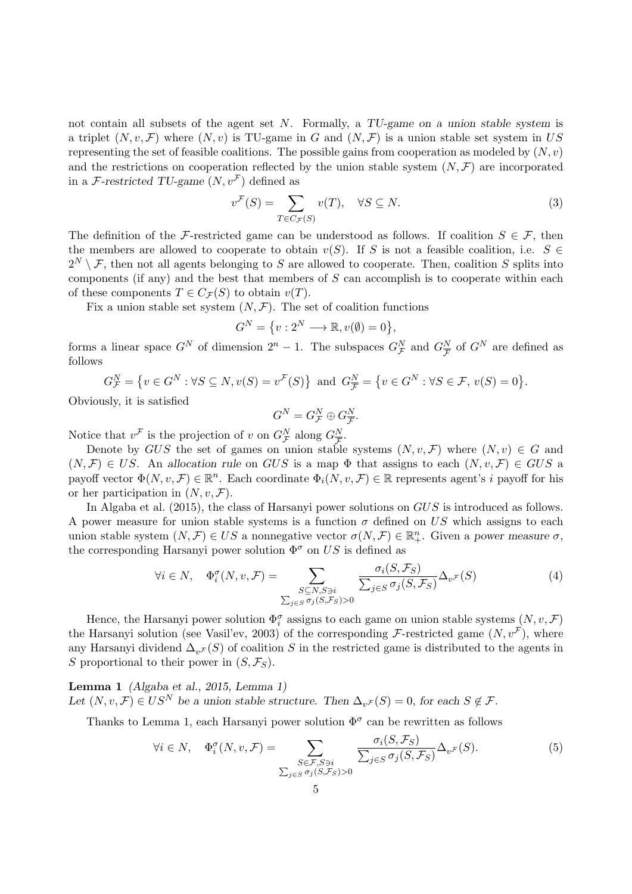not contain all subsets of the agent set $N$. Formally, a *TU-game on a union stable system* is a triplet $(N, v, \mathcal{F})$ where $(N, v)$ is TU-game in $G$ and $(N, \mathcal{F})$ is a union stable set system in $US$ representing the set of feasible coalitions. The possible gains from cooperation as modeled by $(N, v)$ and the restrictions on cooperation reflected by the union stable system $(N, \mathcal{F})$ are incorporated in a *$\mathcal{F}$-restricted TU-game* $(N, v^{\mathcal{F}})$ defined as

$$v^{\mathcal{F}}(S) = \sum_{T \in C_{\mathcal{F}}(S)} v(T), \quad \forall S \subseteq N. \tag{3}$$

The definition of the $\mathcal{F}$-restricted game can be understood as follows. If coalition $S \in \mathcal{F}$, then the members are allowed to cooperate to obtain $v(S)$. If $S$ is not a feasible coalition, i.e. $S \in 2^N \setminus \mathcal{F}$, then not all agents belonging to $S$ are allowed to cooperate. Then, coalition $S$ splits into components (if any) and the best that members of $S$ can accomplish is to cooperate within each of these components $T \in C_{\mathcal{F}}(S)$ to obtain $v(T)$.

Fix a union stable set system $(N, \mathcal{F})$. The set of coalition functions

$$G^N = \{v : 2^N \longrightarrow \mathbb{R}, v(\emptyset) = 0\},$$

forms a linear space $G^N$ of dimension $2^n - 1$. The subspaces $G^N_{\mathcal{F}}$ and $G^N_{\overline{\mathcal{F}}}$ of $G^N$ are defined as follows

$$G^N_{\mathcal{F}} = \{v \in G^N : \forall S \subseteq N, v(S) = v^{\mathcal{F}}(S)\} \text{ and } G^N_{\overline{\mathcal{F}}} = \{v \in G^N : \forall S \in \mathcal{F}, v(S) = 0\}.$$

Obviously, it is satisfied

$$G^N = G^N_{\mathcal{F}} \oplus G^N_{\overline{\mathcal{F}}}.$$

Notice that $v^{\mathcal{F}}$ is the projection of $v$ on $G^N_{\mathcal{F}}$ along $G^N_{\overline{\mathcal{F}}}$.

Denote by $GUS$ the set of games on union stable systems $(N, v, \mathcal{F})$ where $(N, v) \in G$ and $(N, \mathcal{F}) \in US$. An *allocation rule* on $GUS$ is a map $\Phi$ that assigns to each $(N, v, \mathcal{F}) \in GUS$ a payoff vector $\Phi(N, v, \mathcal{F}) \in \mathbb{R}^n$. Each coordinate $\Phi_i(N, v, \mathcal{F}) \in \mathbb{R}$ represents agent's $i$ payoff for his or her participation in $(N, v, \mathcal{F})$.

In Algaba et al. (2015), the class of Harsanyi power solutions on $GUS$ is introduced as follows. A power measure for union stable systems is a function $\sigma$ defined on $US$ which assigns to each union stable system $(N, \mathcal{F}) \in US$ a nonnegative vector $\sigma(N, \mathcal{F}) \in \mathbb{R}^n_+$. Given a *power measure* $\sigma$, the corresponding Harsanyi power solution $\Phi^\sigma$ on $US$ is defined as

$$\forall i \in N, \quad \Phi^\sigma_i(N, v, \mathcal{F}) = \sum_{\substack{S \subseteq N, S \ni i \\ \sum_{j \in S} \sigma_j(S, \mathcal{F}_S) > 0}} \frac{\sigma_i(S, \mathcal{F}_S)}{\sum_{j \in S} \sigma_j(S, \mathcal{F}_S)} \Delta_{v^{\mathcal{F}}}(S) \tag{4}$$

Hence, the Harsanyi power solution $\Phi^\sigma_i$ assigns to each game on union stable systems $(N, v, \mathcal{F})$ the Harsanyi solution (see Vasil'ev, 2003) of the corresponding $\mathcal{F}$-restricted game $(N, v^{\mathcal{F}})$, where any Harsanyi dividend $\Delta_{v^{\mathcal{F}}}(S)$ of coalition $S$ in the restricted game is distributed to the agents in $S$ proportional to their power in $(S, \mathcal{F}_S)$.

**Lemma 1** *(Algaba et al., 2015, Lemma 1)*
*Let $(N, v, \mathcal{F}) \in US^N$ be a union stable structure. Then $\Delta_{v^{\mathcal{F}}}(S) = 0$, for each $S \notin \mathcal{F}$.*

Thanks to Lemma 1, each Harsanyi power solution $\Phi^\sigma$ can be rewritten as follows

$$\forall i \in N, \quad \Phi^\sigma_i(N, v, \mathcal{F}) = \sum_{\substack{S \in \mathcal{F}, S \ni i \\ \sum_{j \in S} \sigma_j(S, \mathcal{F}_S) > 0}} \frac{\sigma_i(S, \mathcal{F}_S)}{\sum_{j \in S} \sigma_j(S, \mathcal{F}_S)} \Delta_{v^{\mathcal{F}}}(S). \tag{5}$$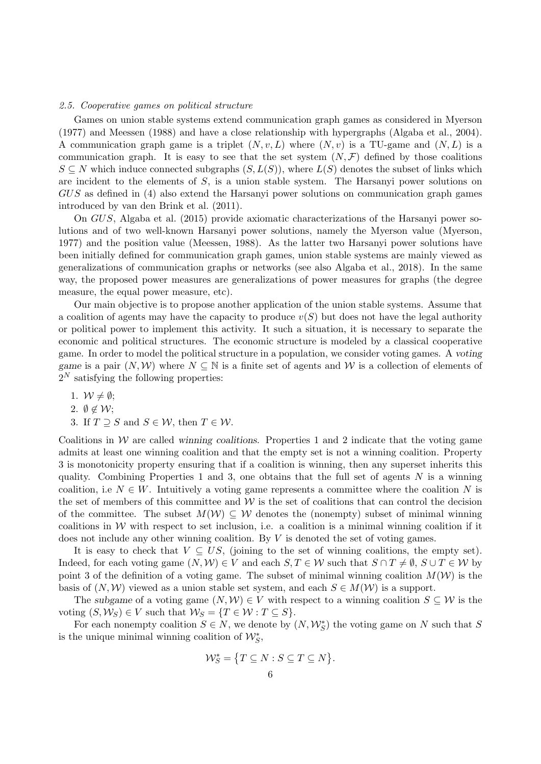### 2.5. Cooperative games on political structure

Games on union stable systems extend communication graph games as considered in Myerson (1977) and Meessen (1988) and have a close relationship with hypergraphs (Algaba et al., 2004). A communication graph game is a triplet $(N, v, L)$ where $(N, v)$ is a TU-game and $(N, L)$ is a communication graph. It is easy to see that the set system $(N, \mathcal{F})$ defined by those coalitions $S \subseteq N$ which induce connected subgraphs $(S, L(S))$, where $L(S)$ denotes the subset of links which are incident to the elements of $S$, is a union stable system. The Harsanyi power solutions on $GUS$ as defined in (4) also extend the Harsanyi power solutions on communication graph games introduced by van den Brink et al. (2011).

On $GUS$, Algaba et al. (2015) provide axiomatic characterizations of the Harsanyi power solutions and of two well-known Harsanyi power solutions, namely the Myerson value (Myerson, 1977) and the position value (Meessen, 1988). As the latter two Harsanyi power solutions have been initially defined for communication graph games, union stable systems are mainly viewed as generalizations of communication graphs or networks (see also Algaba et al., 2018). In the same way, the proposed power measures are generalizations of power measures for graphs (the degree measure, the equal power measure, etc).

Our main objective is to propose another application of the union stable systems. Assume that a coalition of agents may have the capacity to produce $v(S)$ but does not have the legal authority or political power to implement this activity. It such a situation, it is necessary to separate the economic and political structures. The economic structure is modeled by a classical cooperative game. In order to model the political structure in a population, we consider voting games. A *voting game* is a pair $(N, \mathcal{W})$ where $N \subseteq \mathbb{N}$ is a finite set of agents and $\mathcal{W}$ is a collection of elements of $2^N$ satisfying the following properties:

1. $\mathcal{W} \neq \emptyset$;
2. $\emptyset \notin \mathcal{W}$;
3. If $T \supseteq S$ and $S \in \mathcal{W}$, then $T \in \mathcal{W}$.

Coalitions in $\mathcal{W}$ are called *winning coalitions*. Properties 1 and 2 indicate that the voting game admits at least one winning coalition and that the empty set is not a winning coalition. Property 3 is monotonicity property ensuring that if a coalition is winning, then any superset inherits this quality. Combining Properties 1 and 3, one obtains that the full set of agents $N$ is a winning coalition, i.e $N \in W$. Intuitively a voting game represents a committee where the coalition $N$ is the set of members of this committee and $\mathcal{W}$ is the set of coalitions that can control the decision of the committee. The subset $M(\mathcal{W}) \subseteq \mathcal{W}$ denotes the (nonempty) subset of minimal winning coalitions in $\mathcal{W}$ with respect to set inclusion, i.e. a coalition is a minimal winning coalition if it does not include any other winning coalition. By $V$ is denoted the set of voting games.

It is easy to check that $V \subseteq US$, (joining to the set of winning coalitions, the empty set). Indeed, for each voting game $(N, \mathcal{W}) \in V$ and each $S, T \in \mathcal{W}$ such that $S \cap T \neq \emptyset$, $S \cup T \in \mathcal{W}$ by point 3 of the definition of a voting game. The subset of minimal winning coalition $M(\mathcal{W})$ is the basis of $(N, \mathcal{W})$ viewed as a union stable set system, and each $S \in M(\mathcal{W})$ is a support.

The *subgame* of a voting game $(N, \mathcal{W}) \in V$ with respect to a winning coalition $S \subseteq \mathcal{W}$ is the voting $(S, \mathcal{W}_S) \in V$ such that $\mathcal{W}_S = \{T \in \mathcal{W} : T \subseteq S\}$.

For each nonempty coalition $S \in N$, we denote by $(N, \mathcal{W}_S^*)$ the voting game on $N$ such that $S$ is the unique minimal winning coalition of $\mathcal{W}_S^*$,

$$\mathcal{W}_S^* = \big\{T \subseteq N : S \subseteq T \subseteq N\big\}.$$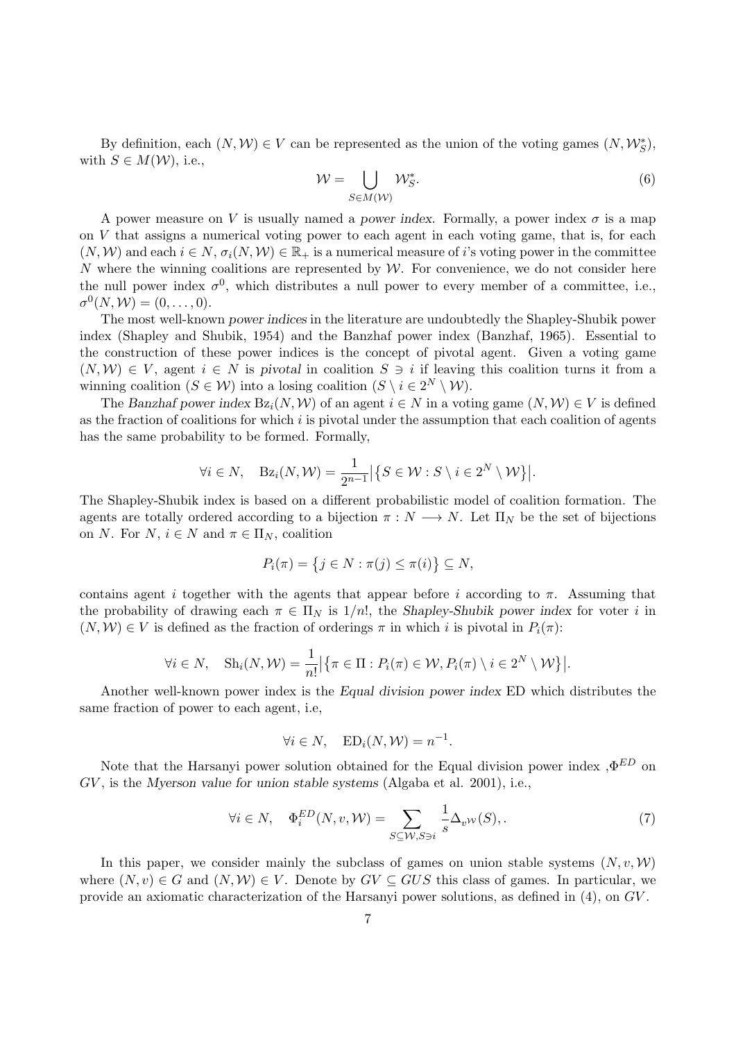By definition, each $(N, \mathcal{W}) \in V$ can be represented as the union of the voting games $(N, \mathcal{W}^*_S)$, with $S \in M(\mathcal{W})$, i.e.,

$$\mathcal{W} = \bigcup_{S \in M(\mathcal{W})} \mathcal{W}^*_S. \tag{6}$$

A power measure on $V$ is usually named a *power index*. Formally, a power index $\sigma$ is a map on $V$ that assigns a numerical voting power to each agent in each voting game, that is, for each $(N, \mathcal{W})$ and each $i \in N$, $\sigma_i(N, \mathcal{W}) \in \mathbb{R}_+$ is a numerical measure of $i$'s voting power in the committee $N$ where the winning coalitions are represented by $\mathcal{W}$. For convenience, we do not consider here the null power index $\sigma^0$, which distributes a null power to every member of a committee, i.e., $\sigma^0(N, \mathcal{W}) = (0, \ldots, 0)$.

The most well-known *power indices* in the literature are undoubtedly the Shapley-Shubik power index (Shapley and Shubik, 1954) and the Banzhaf power index (Banzhaf, 1965). Essential to the construction of these power indices is the concept of pivotal agent. Given a voting game $(N, \mathcal{W}) \in V$, agent $i \in N$ is *pivotal* in coalition $S \ni i$ if leaving this coalition turns it from a winning coalition ($S \in \mathcal{W}$) into a losing coalition ($S \setminus i \in 2^N \setminus \mathcal{W}$).

The *Banzhaf power index* $\mathrm{Bz}_i(N, \mathcal{W})$ of an agent $i \in N$ in a voting game $(N, \mathcal{W}) \in V$ is defined as the fraction of coalitions for which $i$ is pivotal under the assumption that each coalition of agents has the same probability to be formed. Formally,

$$\forall i \in N, \quad \mathrm{Bz}_i(N, \mathcal{W}) = \frac{1}{2^{n-1}} \big| \big\{ S \in \mathcal{W} : S \setminus i \in 2^N \setminus \mathcal{W} \big\} \big|.$$

The Shapley-Shubik index is based on a different probabilistic model of coalition formation. The agents are totally ordered according to a bijection $\pi : N \longrightarrow N$. Let $\Pi_N$ be the set of bijections on $N$. For $N$, $i \in N$ and $\pi \in \Pi_N$, coalition

$$P_i(\pi) = \big\{ j \in N : \pi(j) \leq \pi(i) \big\} \subseteq N,$$

contains agent $i$ together with the agents that appear before $i$ according to $\pi$. Assuming that the probability of drawing each $\pi \in \Pi_N$ is $1/n!$, the *Shapley-Shubik power index* for voter $i$ in $(N, \mathcal{W}) \in V$ is defined as the fraction of orderings $\pi$ in which $i$ is pivotal in $P_i(\pi)$:

$$\forall i \in N, \quad \mathrm{Sh}_i(N, \mathcal{W}) = \frac{1}{n!} \big| \big\{ \pi \in \Pi : P_i(\pi) \in \mathcal{W}, P_i(\pi) \setminus i \in 2^N \setminus \mathcal{W} \big\} \big|.$$

Another well-known power index is the *Equal division power index* ED which distributes the same fraction of power to each agent, i.e,

$$\forall i \in N, \quad \mathrm{ED}_i(N, \mathcal{W}) = n^{-1}.$$

Note that the Harsanyi power solution obtained for the Equal division power index ,$\Phi^{ED}$ on $GV$, is the *Myerson value for union stable systems* (Algaba et al. 2001), i.e.,

$$\forall i \in N, \quad \Phi^{ED}_i(N, v, \mathcal{W}) = \sum_{S \subseteq \mathcal{W}, S \ni i} \frac{1}{s} \Delta_{v^{\mathcal{W}}}(S), . \tag{7}$$

In this paper, we consider mainly the subclass of games on union stable systems $(N, v, \mathcal{W})$ where $(N, v) \in G$ and $(N, \mathcal{W}) \in V$. Denote by $GV \subseteq GUS$ this class of games. In particular, we provide an axiomatic characterization of the Harsanyi power solutions, as defined in (4), on $GV$.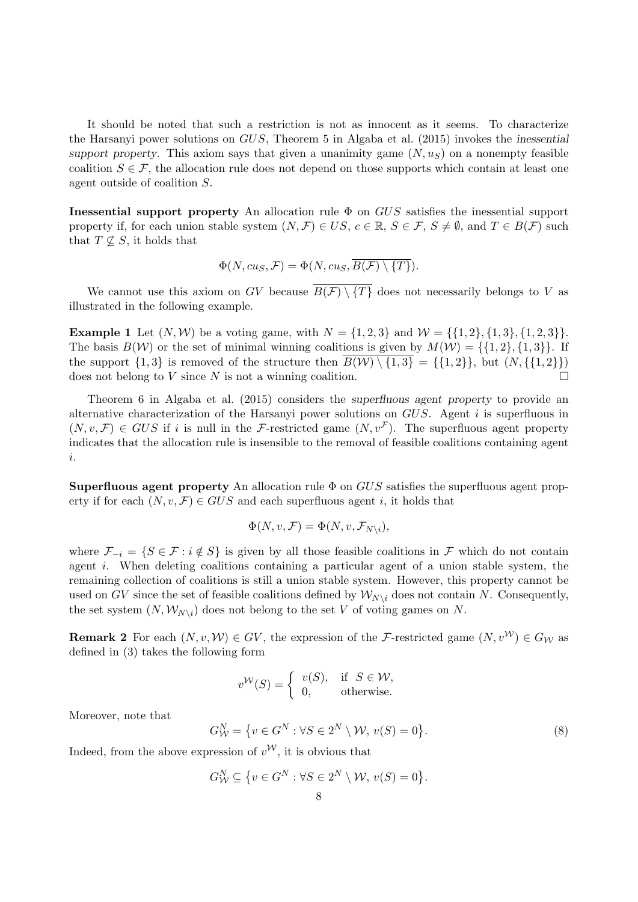It should be noted that such a restriction is not as innocent as it seems. To characterize the Harsanyi power solutions on $GUS$, Theorem 5 in Algaba et al. (2015) invokes the *inessential support property*. This axiom says that given a unanimity game $(N, u_S)$ on a nonempty feasible coalition $S \in \mathcal{F}$, the allocation rule does not depend on those supports which contain at least one agent outside of coalition $S$.

**Inessential support property** An allocation rule $\Phi$ on $GUS$ satisfies the inessential support property if, for each union stable system $(N, \mathcal{F}) \in US$, $c \in \mathbb{R}$, $S \in \mathcal{F}$, $S \neq \emptyset$, and $T \in B(\mathcal{F})$ such that $T \not\subseteq S$, it holds that

$$\Phi(N, cu_S, \mathcal{F}) = \Phi(N, cu_S, \overline{B(\mathcal{F}) \setminus \{T\}}).$$

We cannot use this axiom on $GV$ because $\overline{B(\mathcal{F}) \setminus \{T\}}$ does not necessarily belongs to $V$ as illustrated in the following example.

**Example 1** Let $(N, \mathcal{W})$ be a voting game, with $N = \{1, 2, 3\}$ and $\mathcal{W} = \{\{1, 2\}, \{1, 3\}, \{1, 2, 3\}\}$. The basis $B(\mathcal{W})$ or the set of minimal winning coalitions is given by $M(\mathcal{W}) = \{\{1, 2\}, \{1, 3\}\}$. If the support $\{1, 3\}$ is removed of the structure then $\overline{B(\mathcal{W}) \setminus \{1, 3\}} = \{\{1, 2\}\}$, but $(N, \{\{1, 2\}\})$ does not belong to $V$ since $N$ is not a winning coalition. $\square$

Theorem 6 in Algaba et al. (2015) considers the *superfluous agent property* to provide an alternative characterization of the Harsanyi power solutions on $GUS$. Agent $i$ is superfluous in $(N, v, \mathcal{F}) \in GUS$ if $i$ is null in the $\mathcal{F}$-restricted game $(N, v^{\mathcal{F}})$. The superfluous agent property indicates that the allocation rule is insensible to the removal of feasible coalitions containing agent $i$.

**Superfluous agent property** An allocation rule $\Phi$ on $GUS$ satisfies the superfluous agent property if for each $(N, v, \mathcal{F}) \in GUS$ and each superfluous agent $i$, it holds that

$$\Phi(N, v, \mathcal{F}) = \Phi(N, v, \mathcal{F}_{N \setminus i}),$$

where $\mathcal{F}_{-i} = \{S \in \mathcal{F} : i \notin S\}$ is given by all those feasible coalitions in $\mathcal{F}$ which do not contain agent $i$. When deleting coalitions containing a particular agent of a union stable system, the remaining collection of coalitions is still a union stable system. However, this property cannot be used on $GV$ since the set of feasible coalitions defined by $\mathcal{W}_{N \setminus i}$ does not contain $N$. Consequently, the set system $(N, \mathcal{W}_{N \setminus i})$ does not belong to the set $V$ of voting games on $N$.

**Remark 2** For each $(N, v, \mathcal{W}) \in GV$, the expression of the $\mathcal{F}$-restricted game $(N, v^{\mathcal{W}}) \in G_{\mathcal{W}}$ as defined in (3) takes the following form

$$v^{\mathcal{W}}(S) = \begin{cases} v(S), & \text{if } S \in \mathcal{W}, \\ 0, & \text{otherwise.} \end{cases}$$

Moreover, note that

$$G^N_{\mathcal{W}} = \{v \in G^N : \forall S \in 2^N \setminus \mathcal{W},\, v(S) = 0\}. \tag{8}$$

Indeed, from the above expression of $v^{\mathcal{W}}$, it is obvious that

$$G^N_{\mathcal{W}} \subseteq \{v \in G^N : \forall S \in 2^N \setminus \mathcal{W},\, v(S) = 0\}.$$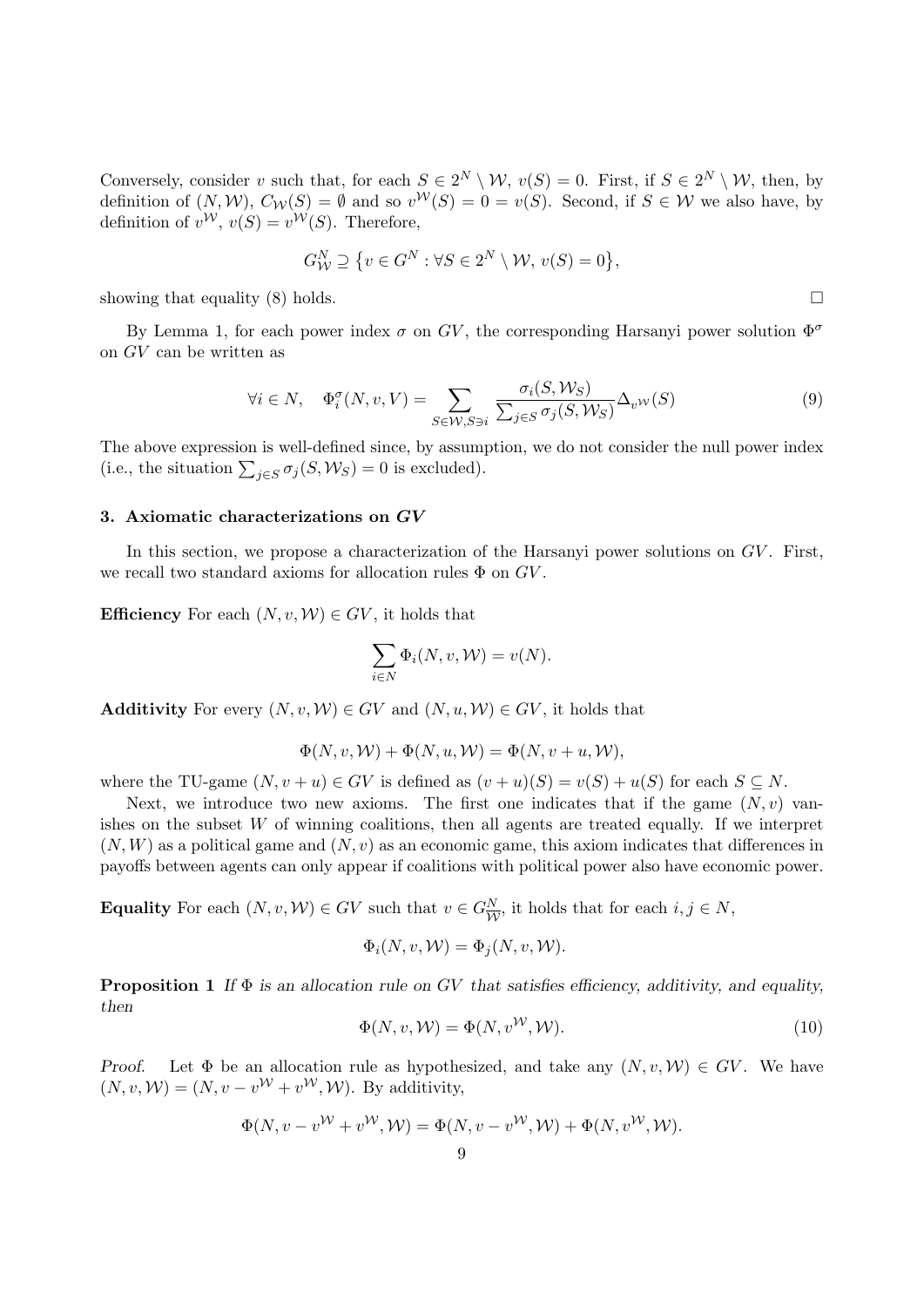Conversely, consider $v$ such that, for each $S \in 2^N \setminus \mathcal{W}$, $v(S) = 0$. First, if $S \in 2^N \setminus \mathcal{W}$, then, by definition of $(N, \mathcal{W})$, $C_{\mathcal{W}}(S) = \emptyset$ and so $v^{\mathcal{W}}(S) = 0 = v(S)$. Second, if $S \in \mathcal{W}$ we also have, by definition of $v^{\mathcal{W}}$, $v(S) = v^{\mathcal{W}}(S)$. Therefore,

$$G^N_{\mathcal{W}} \supseteq \big\{ v \in G^N : \forall S \in 2^N \setminus \mathcal{W},\, v(S) = 0 \big\},$$

showing that equality (8) holds. $\square$

By Lemma 1, for each power index $\sigma$ on $GV$, the corresponding Harsanyi power solution $\Phi^{\sigma}$ on $GV$ can be written as

$$\forall i \in N, \quad \Phi^{\sigma}_i(N, v, V) = \sum_{S \in \mathcal{W}, S \ni i} \frac{\sigma_i(S, \mathcal{W}_S)}{\sum_{j \in S} \sigma_j(S, \mathcal{W}_S)} \Delta_{v^{\mathcal{W}}}(S) \tag{9}$$

The above expression is well-defined since, by assumption, we do not consider the null power index (i.e., the situation $\sum_{j \in S} \sigma_j(S, \mathcal{W}_S) = 0$ is excluded).

## 3. Axiomatic characterizations on *GV*

In this section, we propose a characterization of the Harsanyi power solutions on $GV$. First, we recall two standard axioms for allocation rules $\Phi$ on $GV$.

**Efficiency** For each $(N, v, \mathcal{W}) \in GV$, it holds that

$$\sum_{i \in N} \Phi_i(N, v, \mathcal{W}) = v(N).$$

**Additivity** For every $(N, v, \mathcal{W}) \in GV$ and $(N, u, \mathcal{W}) \in GV$, it holds that

$$\Phi(N, v, \mathcal{W}) + \Phi(N, u, \mathcal{W}) = \Phi(N, v + u, \mathcal{W}),$$

where the TU-game $(N, v + u) \in GV$ is defined as $(v + u)(S) = v(S) + u(S)$ for each $S \subseteq N$.

Next, we introduce two new axioms. The first one indicates that if the game $(N, v)$ vanishes on the subset $W$ of winning coalitions, then all agents are treated equally. If we interpret $(N, W)$ as a political game and $(N, v)$ as an economic game, this axiom indicates that differences in payoffs between agents can only appear if coalitions with political power also have economic power.

**Equality** For each $(N, v, \mathcal{W}) \in GV$ such that $v \in G^N_{\overline{\mathcal{W}}}$, it holds that for each $i, j \in N$,

$$\Phi_i(N, v, \mathcal{W}) = \Phi_j(N, v, \mathcal{W}).$$

**Proposition 1** *If $\Phi$ is an allocation rule on $GV$ that satisfies efficiency, additivity, and equality, then*

$$\Phi(N, v, \mathcal{W}) = \Phi(N, v^{\mathcal{W}}, \mathcal{W}). \tag{10}$$

*Proof.* Let $\Phi$ be an allocation rule as hypothesized, and take any $(N, v, \mathcal{W}) \in GV$. We have $(N, v, \mathcal{W}) = (N, v - v^{\mathcal{W}} + v^{\mathcal{W}}, \mathcal{W})$. By additivity,

$$\Phi(N, v - v^{\mathcal{W}} + v^{\mathcal{W}}, \mathcal{W}) = \Phi(N, v - v^{\mathcal{W}}, \mathcal{W}) + \Phi(N, v^{\mathcal{W}}, \mathcal{W}).$$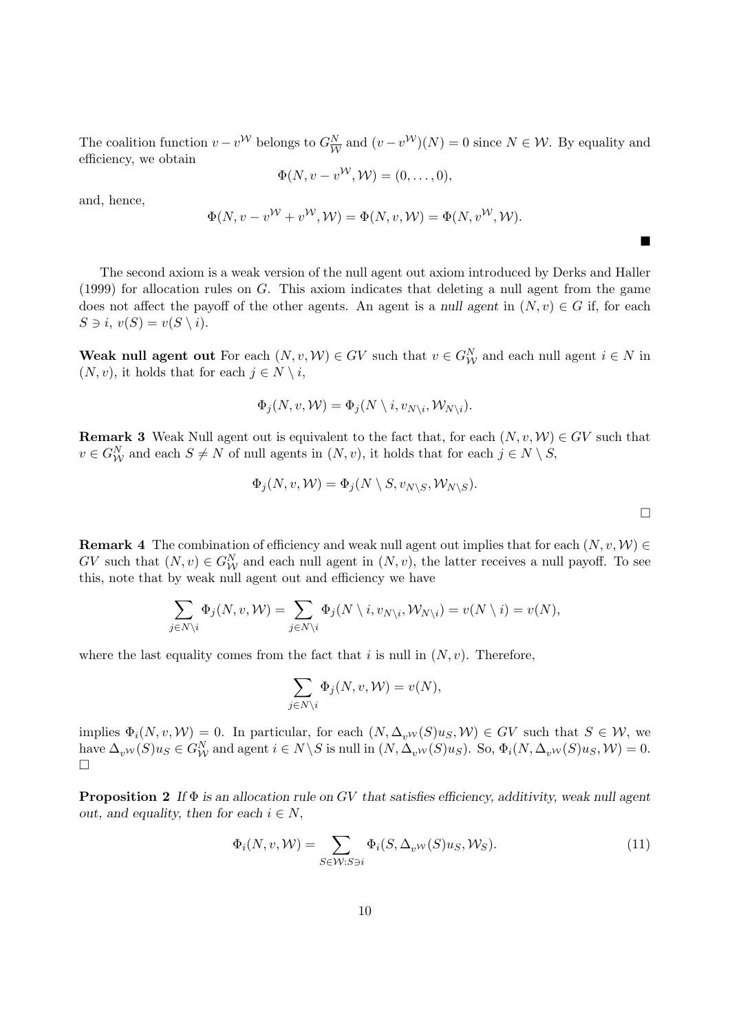The coalition function $v - v^{\mathcal{W}}$ belongs to $G^N_{\overline{\mathcal{W}}}$ and $(v - v^{\mathcal{W}})(N) = 0$ since $N \in \mathcal{W}$. By equality and efficiency, we obtain

$$\Phi(N, v - v^{\mathcal{W}}, \mathcal{W}) = (0, \ldots, 0),$$

and, hence,

$$\Phi(N, v - v^{\mathcal{W}} + v^{\mathcal{W}}, \mathcal{W}) = \Phi(N, v, \mathcal{W}) = \Phi(N, v^{\mathcal{W}}, \mathcal{W}).$$

■

The second axiom is a weak version of the null agent out axiom introduced by Derks and Haller (1999) for allocation rules on $G$. This axiom indicates that deleting a null agent from the game does not affect the payoff of the other agents. An agent is a *null agent* in $(N, v) \in G$ if, for each $S \ni i$, $v(S) = v(S \setminus i)$.

**Weak null agent out** For each $(N, v, \mathcal{W}) \in GV$ such that $v \in G^N_{\mathcal{W}}$ and each null agent $i \in N$ in $(N, v)$, it holds that for each $j \in N \setminus i$,

$$\Phi_j(N, v, \mathcal{W}) = \Phi_j(N \setminus i, v_{N \setminus i}, \mathcal{W}_{N \setminus i}).$$

**Remark 3** Weak Null agent out is equivalent to the fact that, for each $(N, v, \mathcal{W}) \in GV$ such that $v \in G^N_{\mathcal{W}}$ and each $S \neq N$ of null agents in $(N, v)$, it holds that for each $j \in N \setminus S$,

$$\Phi_j(N, v, \mathcal{W}) = \Phi_j(N \setminus S, v_{N \setminus S}, \mathcal{W}_{N \setminus S}).$$

□

**Remark 4** The combination of efficiency and weak null agent out implies that for each $(N, v, \mathcal{W}) \in GV$ such that $(N, v) \in G^N_{\mathcal{W}}$ and each null agent in $(N, v)$, the latter receives a null payoff. To see this, note that by weak null agent out and efficiency we have

$$\sum_{j \in N \setminus i} \Phi_j(N, v, \mathcal{W}) = \sum_{j \in N \setminus i} \Phi_j(N \setminus i, v_{N \setminus i}, \mathcal{W}_{N \setminus i}) = v(N \setminus i) = v(N),$$

where the last equality comes from the fact that $i$ is null in $(N, v)$. Therefore,

$$\sum_{j \in N \setminus i} \Phi_j(N, v, \mathcal{W}) = v(N),$$

implies $\Phi_i(N, v, \mathcal{W}) = 0$. In particular, for each $(N, \Delta_{v^{\mathcal{W}}}(S) u_S, \mathcal{W}) \in GV$ such that $S \in \mathcal{W}$, we have $\Delta_{v^{\mathcal{W}}}(S) u_S \in G^N_{\mathcal{W}}$ and agent $i \in N \setminus S$ is null in $(N, \Delta_{v^{\mathcal{W}}}(S) u_S)$. So, $\Phi_i(N, \Delta_{v^{\mathcal{W}}}(S) u_S, \mathcal{W}) = 0$. □

**Proposition 2** *If $\Phi$ is an allocation rule on $GV$ that satisfies efficiency, additivity, weak null agent out, and equality, then for each $i \in N$,*

$$\Phi_i(N, v, \mathcal{W}) = \sum_{S \in \mathcal{W} : S \ni i} \Phi_i(S, \Delta_{v^{\mathcal{W}}}(S) u_S, \mathcal{W}_S). \tag{11}$$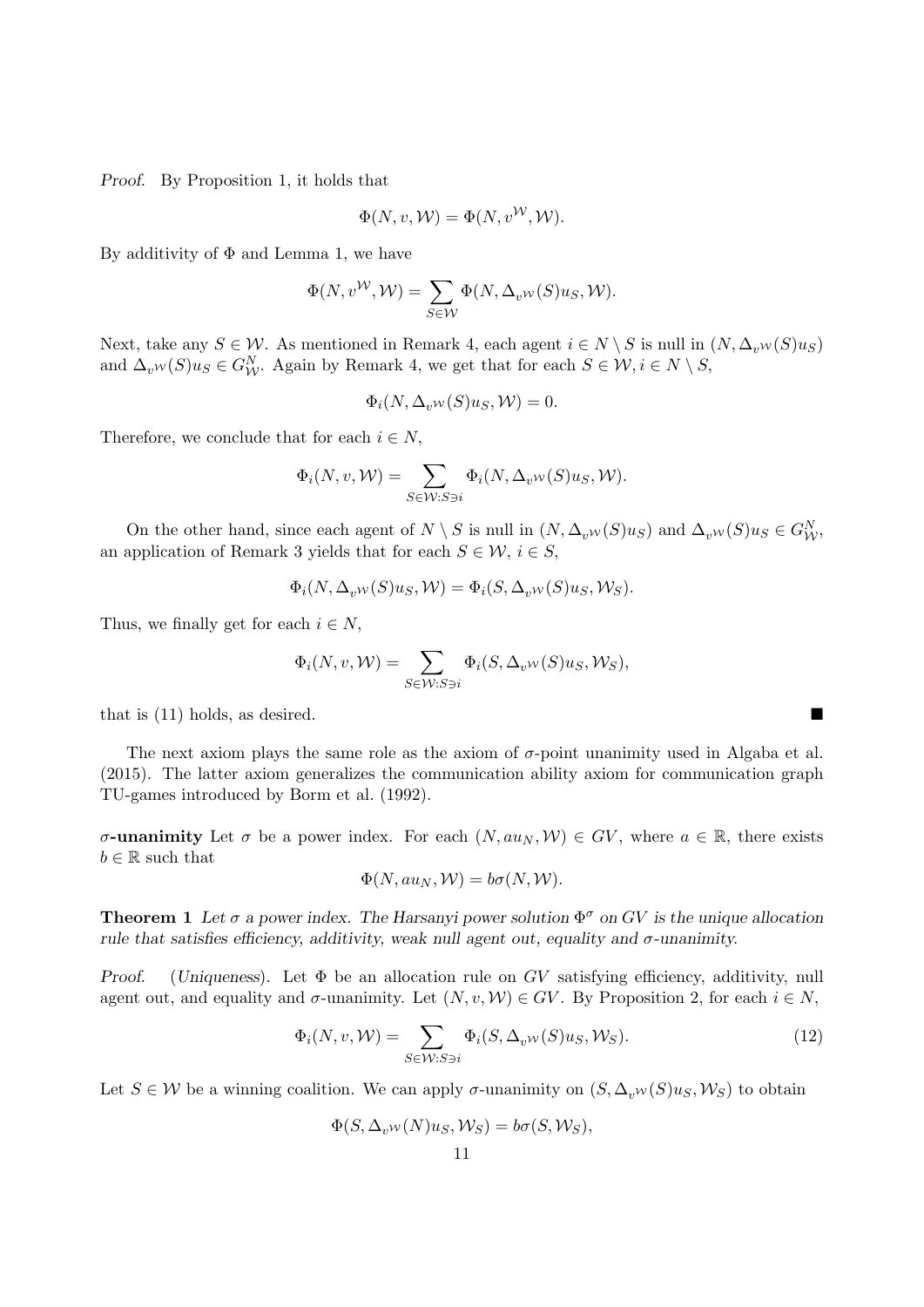*Proof.* By Proposition 1, it holds that

$$\Phi(N, v, \mathcal{W}) = \Phi(N, v^{\mathcal{W}}, \mathcal{W}).$$

By additivity of $\Phi$ and Lemma 1, we have

$$\Phi(N, v^{\mathcal{W}}, \mathcal{W}) = \sum_{S \in \mathcal{W}} \Phi(N, \Delta_{v^{\mathcal{W}}}(S) u_S, \mathcal{W}).$$

Next, take any $S \in \mathcal{W}$. As mentioned in Remark 4, each agent $i \in N \setminus S$ is null in $(N, \Delta_{v^{\mathcal{W}}}(S) u_S)$ and $\Delta_{v^{\mathcal{W}}}(S) u_S \in G^N_{\mathcal{W}}$. Again by Remark 4, we get that for each $S \in \mathcal{W}, i \in N \setminus S$,

$$\Phi_i(N, \Delta_{v^{\mathcal{W}}}(S) u_S, \mathcal{W}) = 0.$$

Therefore, we conclude that for each $i \in N$,

$$\Phi_i(N, v, \mathcal{W}) = \sum_{S \in \mathcal{W} : S \ni i} \Phi_i(N, \Delta_{v^{\mathcal{W}}}(S) u_S, \mathcal{W}).$$

On the other hand, since each agent of $N \setminus S$ is null in $(N, \Delta_{v^{\mathcal{W}}}(S) u_S)$ and $\Delta_{v^{\mathcal{W}}}(S) u_S \in G^N_{\mathcal{W}}$, an application of Remark 3 yields that for each $S \in \mathcal{W}$, $i \in S$,

$$\Phi_i(N, \Delta_{v^{\mathcal{W}}}(S) u_S, \mathcal{W}) = \Phi_i(S, \Delta_{v^{\mathcal{W}}}(S) u_S, \mathcal{W}_S).$$

Thus, we finally get for each $i \in N$,

$$\Phi_i(N, v, \mathcal{W}) = \sum_{S \in \mathcal{W} : S \ni i} \Phi_i(S, \Delta_{v^{\mathcal{W}}}(S) u_S, \mathcal{W}_S),$$

that is (11) holds, as desired. ∎

The next axiom plays the same role as the axiom of $\sigma$-point unanimity used in Algaba et al. (2015). The latter axiom generalizes the communication ability axiom for communication graph TU-games introduced by Borm et al. (1992).

**$\sigma$-unanimity** Let $\sigma$ be a power index. For each $(N, au_N, \mathcal{W}) \in GV$, where $a \in \mathbb{R}$, there exists $b \in \mathbb{R}$ such that

$$\Phi(N, au_N, \mathcal{W}) = b\sigma(N, \mathcal{W}).$$

**Theorem 1** *Let $\sigma$ a power index. The Harsanyi power solution $\Phi^\sigma$ on $GV$ is the unique allocation rule that satisfies efficiency, additivity, weak null agent out, equality and $\sigma$-unanimity.*

*Proof.* (*Uniqueness*). Let $\Phi$ be an allocation rule on $GV$ satisfying efficiency, additivity, null agent out, and equality and $\sigma$-unanimity. Let $(N, v, \mathcal{W}) \in GV$. By Proposition 2, for each $i \in N$,

$$\Phi_i(N, v, \mathcal{W}) = \sum_{S \in \mathcal{W} : S \ni i} \Phi_i(S, \Delta_{v^{\mathcal{W}}}(S) u_S, \mathcal{W}_S). \tag{12}$$

Let $S \in \mathcal{W}$ be a winning coalition. We can apply $\sigma$-unanimity on $(S, \Delta_{v^{\mathcal{W}}}(S) u_S, \mathcal{W}_S)$ to obtain

$$\Phi(S, \Delta_{v^{\mathcal{W}}}(N) u_S, \mathcal{W}_S) = b\sigma(S, \mathcal{W}_S),$$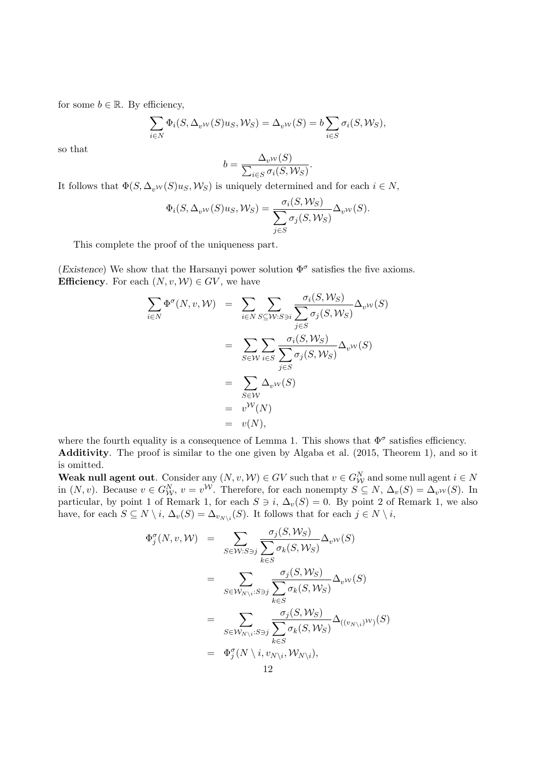for some $b \in \mathbb{R}$. By efficiency,

$$\sum_{i \in N} \Phi_i(S, \Delta_{v^{\mathcal{W}}}(S)u_S, \mathcal{W}_S) = \Delta_{v^{\mathcal{W}}}(S) = b \sum_{i \in S} \sigma_i(S, \mathcal{W}_S),$$

so that

$$b = \frac{\Delta_{v^{\mathcal{W}}}(S)}{\sum_{i \in S} \sigma_i(S, \mathcal{W}_S)}.$$

It follows that $\Phi(S, \Delta_{v^{\mathcal{W}}}(S)u_S, \mathcal{W}_S)$ is uniquely determined and for each $i \in N$,

$$\Phi_i(S, \Delta_{v^{\mathcal{W}}}(S)u_S, \mathcal{W}_S) = \frac{\sigma_i(S, \mathcal{W}_S)}{\sum\limits_{j \in S} \sigma_j(S, \mathcal{W}_S)} \Delta_{v^{\mathcal{W}}}(S).$$

This complete the proof of the uniqueness part.

(*Existence*) We show that the Harsanyi power solution $\Phi^\sigma$ satisfies the five axioms.
**Efficiency**. For each $(N, v, \mathcal{W}) \in GV$, we have

$$\begin{aligned}
\sum_{i \in N} \Phi^\sigma(N, v, \mathcal{W}) &= \sum_{i \in N} \sum_{S \subseteq \mathcal{W}: S \ni i} \frac{\sigma_i(S, \mathcal{W}_S)}{\sum\limits_{j \in S} \sigma_j(S, \mathcal{W}_S)} \Delta_{v^{\mathcal{W}}}(S) \\
&= \sum_{S \in \mathcal{W}} \sum_{i \in S} \frac{\sigma_i(S, \mathcal{W}_S)}{\sum\limits_{j \in S} \sigma_j(S, \mathcal{W}_S)} \Delta_{v^{\mathcal{W}}}(S) \\
&= \sum_{S \in \mathcal{W}} \Delta_{v^{\mathcal{W}}}(S) \\
&= v^{\mathcal{W}}(N) \\
&= v(N),
\end{aligned}$$

where the fourth equality is a consequence of Lemma 1. This shows that $\Phi^\sigma$ satisfies efficiency.
**Additivity**. The proof is similar to the one given by Algaba et al. (2015, Theorem 1), and so it is omitted.
**Weak null agent out**. Consider any $(N, v, \mathcal{W}) \in GV$ such that $v \in G^N_{\mathcal{W}}$ and some null agent $i \in N$ in $(N, v)$. Because $v \in G^N_{\mathcal{W}}$, $v = v^{\mathcal{W}}$. Therefore, for each nonempty $S \subseteq N$, $\Delta_v(S) = \Delta_{v^{\mathcal{W}}}(S)$. In particular, by point 1 of Remark 1, for each $S \ni i$, $\Delta_v(S) = 0$. By point 2 of Remark 1, we also have, for each $S \subseteq N \setminus i$, $\Delta_v(S) = \Delta_{v_{N \setminus i}}(S)$. It follows that for each $j \in N \setminus i$,

$$\begin{aligned}
\Phi^\sigma_j(N, v, \mathcal{W}) &= \sum_{S \in \mathcal{W}: S \ni j} \frac{\sigma_j(S, \mathcal{W}_S)}{\sum\limits_{k \in S} \sigma_k(S, \mathcal{W}_S)} \Delta_{v^{\mathcal{W}}}(S) \\
&= \sum_{S \in \mathcal{W}_{N \setminus i}: S \ni j} \frac{\sigma_j(S, \mathcal{W}_S)}{\sum\limits_{k \in S} \sigma_k(S, \mathcal{W}_S)} \Delta_{v^{\mathcal{W}}}(S) \\
&= \sum_{S \in \mathcal{W}_{N \setminus i}: S \ni j} \frac{\sigma_j(S, \mathcal{W}_S)}{\sum\limits_{k \in S} \sigma_k(S, \mathcal{W}_S)} \Delta_{((v_{N \setminus i})^{\mathcal{W}})}(S) \\
&= \Phi^\sigma_j(N \setminus i, v_{N \setminus i}, \mathcal{W}_{N \setminus i}),
\end{aligned}$$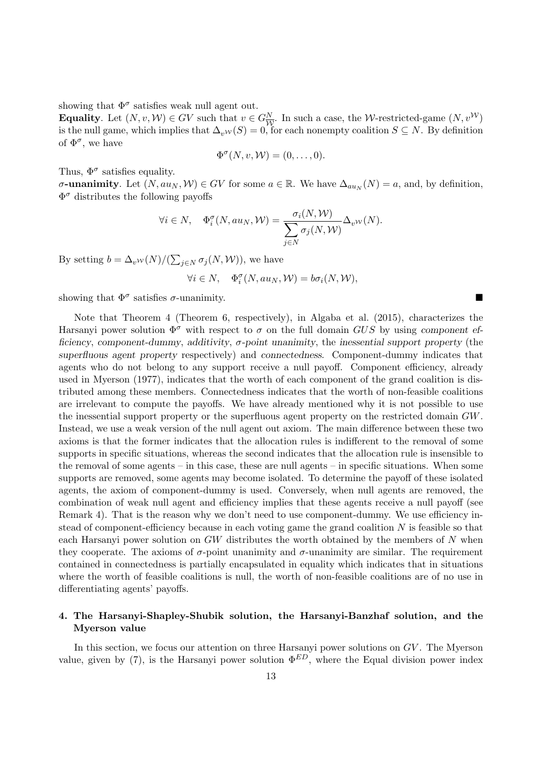showing that $\Phi^\sigma$ satisfies weak null agent out.

**Equality**. Let $(N, v, \mathcal{W}) \in GV$ such that $v \in G^N_{\overline{\mathcal{W}}}$. In such a case, the $\mathcal{W}$-restricted-game $(N, v^{\mathcal{W}})$ is the null game, which implies that $\Delta_{v^{\mathcal{W}}}(S) = 0$, for each nonempty coalition $S \subseteq N$. By definition of $\Phi^\sigma$, we have

$$\Phi^\sigma(N, v, \mathcal{W}) = (0, \ldots, 0).$$

Thus, $\Phi^\sigma$ satisfies equality.

**$\sigma$-unanimity**. Let $(N, au_N, \mathcal{W}) \in GV$ for some $a \in \mathbb{R}$. We have $\Delta_{au_N}(N) = a$, and, by definition, $\Phi^\sigma$ distributes the following payoffs

$$\forall i \in N, \quad \Phi^\sigma_i(N, au_N, \mathcal{W}) = \frac{\sigma_i(N, \mathcal{W})}{\displaystyle\sum_{j \in N} \sigma_j(N, \mathcal{W})} \Delta_{v^{\mathcal{W}}}(N).$$

By setting $b = \Delta_{v^{\mathcal{W}}}(N) / (\sum_{j \in N} \sigma_j(N, \mathcal{W}))$, we have

$$\forall i \in N, \quad \Phi^\sigma_i(N, au_N, \mathcal{W}) = b\sigma_i(N, \mathcal{W}),$$

showing that $\Phi^\sigma$ satisfies $\sigma$-unanimity. ∎

Note that Theorem 4 (Theorem 6, respectively), in Algaba et al. (2015), characterizes the Harsanyi power solution $\Phi^\sigma$ with respect to $\sigma$ on the full domain $GUS$ by using *component efficiency*, *component-dummy*, *additivity*, *$\sigma$-point unanimity*, the *inessential support property* (the *superfluous agent property* respectively) and *connectedness*. Component-dummy indicates that agents who do not belong to any support receive a null payoff. Component efficiency, already used in Myerson (1977), indicates that the worth of each component of the grand coalition is distributed among these members. Connectedness indicates that the worth of non-feasible coalitions are irrelevant to compute the payoffs. We have already mentioned why it is not possible to use the inessential support property or the superfluous agent property on the restricted domain $GW$. Instead, we use a weak version of the null agent out axiom. The main difference between these two axioms is that the former indicates that the allocation rules is indifferent to the removal of some supports in specific situations, whereas the second indicates that the allocation rule is insensible to the removal of some agents – in this case, these are null agents – in specific situations. When some supports are removed, some agents may become isolated. To determine the payoff of these isolated agents, the axiom of component-dummy is used. Conversely, when null agents are removed, the combination of weak null agent and efficiency implies that these agents receive a null payoff (see Remark 4). That is the reason why we don't need to use component-dummy. We use efficiency instead of component-efficiency because in each voting game the grand coalition $N$ is feasible so that each Harsanyi power solution on $GW$ distributes the worth obtained by the members of $N$ when they cooperate. The axioms of $\sigma$-point unanimity and $\sigma$-unanimity are similar. The requirement contained in connectedness is partially encapsulated in equality which indicates that in situations where the worth of feasible coalitions is null, the worth of non-feasible coalitions are of no use in differentiating agents' payoffs.

## 4. The Harsanyi-Shapley-Shubik solution, the Harsanyi-Banzhaf solution, and the Myerson value

In this section, we focus our attention on three Harsanyi power solutions on $GV$. The Myerson value, given by (7), is the Harsanyi power solution $\Phi^{ED}$, where the Equal division power index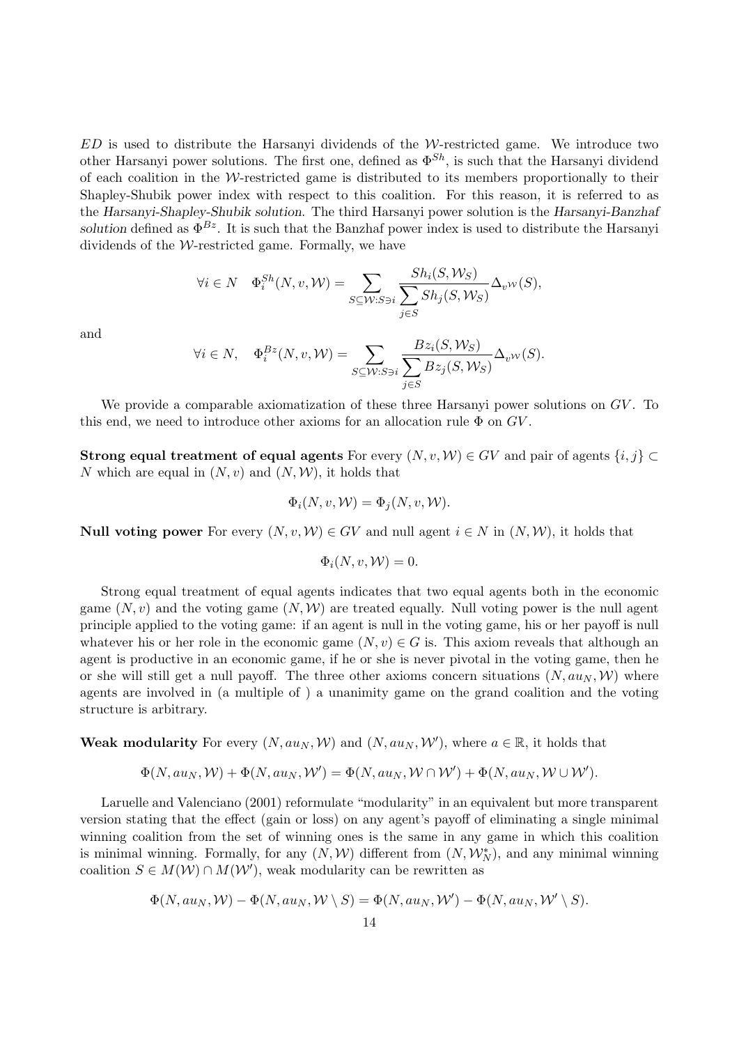$ED$ is used to distribute the Harsanyi dividends of the $\mathcal{W}$-restricted game. We introduce two other Harsanyi power solutions. The first one, defined as $\Phi^{Sh}$, is such that the Harsanyi dividend of each coalition in the $\mathcal{W}$-restricted game is distributed to its members proportionally to their Shapley-Shubik power index with respect to this coalition. For this reason, it is referred to as the *Harsanyi-Shapley-Shubik solution*. The third Harsanyi power solution is the *Harsanyi-Banzhaf solution* defined as $\Phi^{Bz}$. It is such that the Banzhaf power index is used to distribute the Harsanyi dividends of the $\mathcal{W}$-restricted game. Formally, we have

$$\forall i \in N \quad \Phi_i^{Sh}(N, v, \mathcal{W}) = \sum_{S \subseteq \mathcal{W}: S \ni i} \frac{Sh_i(S, \mathcal{W}_S)}{\sum_{j \in S} Sh_j(S, \mathcal{W}_S)} \Delta_{v^{\mathcal{W}}}(S),$$

and

$$\forall i \in N, \quad \Phi_i^{Bz}(N, v, \mathcal{W}) = \sum_{S \subseteq \mathcal{W}: S \ni i} \frac{Bz_i(S, \mathcal{W}_S)}{\sum_{j \in S} Bz_j(S, \mathcal{W}_S)} \Delta_{v^{\mathcal{W}}}(S).$$

We provide a comparable axiomatization of these three Harsanyi power solutions on $GV$. To this end, we need to introduce other axioms for an allocation rule $\Phi$ on $GV$.

**Strong equal treatment of equal agents** For every $(N, v, \mathcal{W}) \in GV$ and pair of agents $\{i, j\} \subset N$ which are equal in $(N, v)$ and $(N, \mathcal{W})$, it holds that

$$\Phi_i(N, v, \mathcal{W}) = \Phi_j(N, v, \mathcal{W}).$$

**Null voting power** For every $(N, v, \mathcal{W}) \in GV$ and null agent $i \in N$ in $(N, \mathcal{W})$, it holds that

$$\Phi_i(N, v, \mathcal{W}) = 0.$$

Strong equal treatment of equal agents indicates that two equal agents both in the economic game $(N, v)$ and the voting game $(N, \mathcal{W})$ are treated equally. Null voting power is the null agent principle applied to the voting game: if an agent is null in the voting game, his or her payoff is null whatever his or her role in the economic game $(N, v) \in G$ is. This axiom reveals that although an agent is productive in an economic game, if he or she is never pivotal in the voting game, then he or she will still get a null payoff. The three other axioms concern situations $(N, au_N, \mathcal{W})$ where agents are involved in (a multiple of ) a unanimity game on the grand coalition and the voting structure is arbitrary.

**Weak modularity** For every $(N, au_N, \mathcal{W})$ and $(N, au_N, \mathcal{W}')$, where $a \in \mathbb{R}$, it holds that

$$\Phi(N, au_N, \mathcal{W}) + \Phi(N, au_N, \mathcal{W}') = \Phi(N, au_N, \mathcal{W} \cap \mathcal{W}') + \Phi(N, au_N, \mathcal{W} \cup \mathcal{W}').$$

Laruelle and Valenciano (2001) reformulate "modularity" in an equivalent but more transparent version stating that the effect (gain or loss) on any agent's payoff of eliminating a single minimal winning coalition from the set of winning ones is the same in any game in which this coalition is minimal winning. Formally, for any $(N, \mathcal{W})$ different from $(N, \mathcal{W}_N^*)$, and any minimal winning coalition $S \in M(\mathcal{W}) \cap M(\mathcal{W}')$, weak modularity can be rewritten as

$$\Phi(N, au_N, \mathcal{W}) - \Phi(N, au_N, \mathcal{W} \setminus S) = \Phi(N, au_N, \mathcal{W}') - \Phi(N, au_N, \mathcal{W}' \setminus S).$$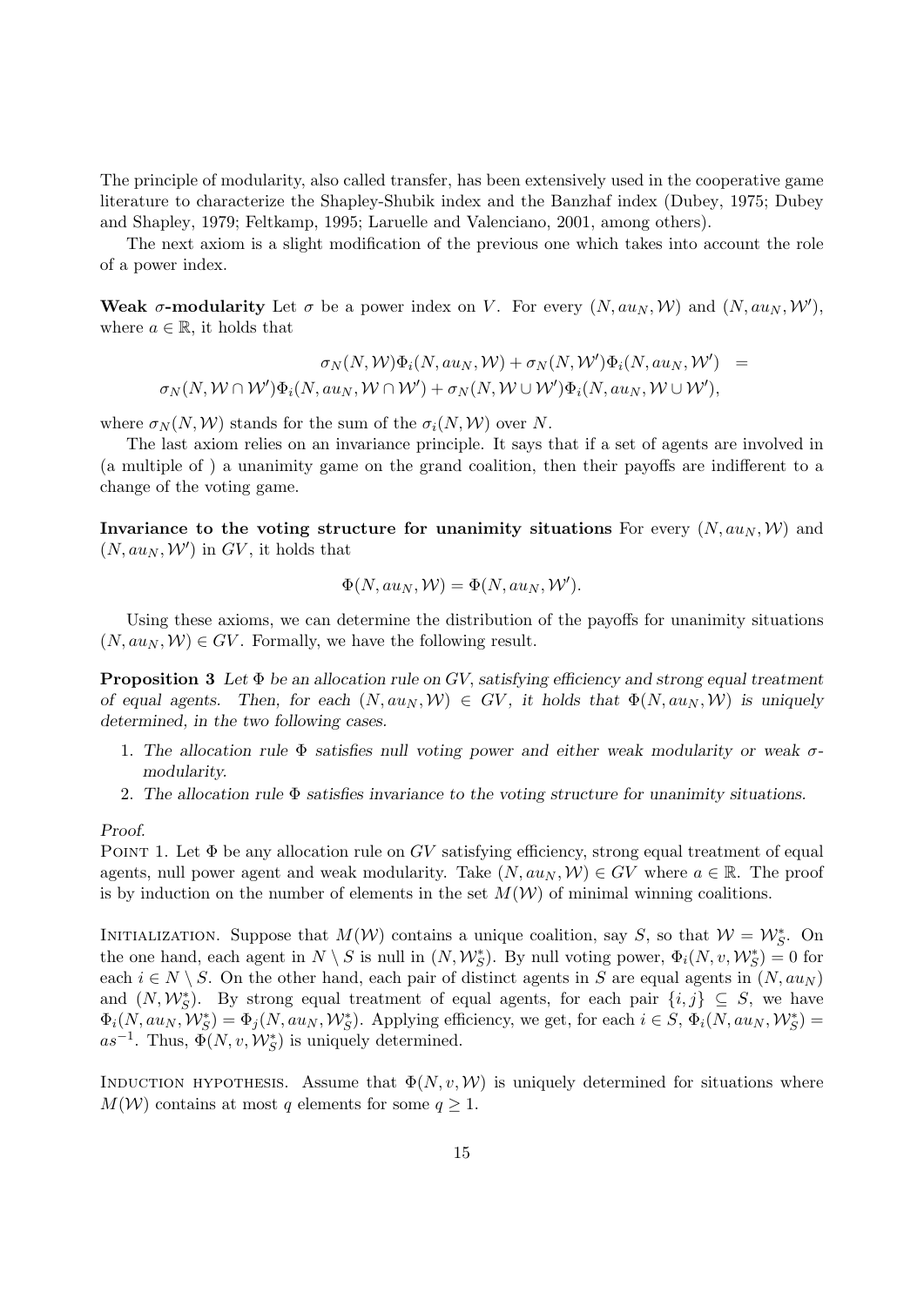The principle of modularity, also called transfer, has been extensively used in the cooperative game literature to characterize the Shapley-Shubik index and the Banzhaf index (Dubey, 1975; Dubey and Shapley, 1979; Feltkamp, 1995; Laruelle and Valenciano, 2001, among others).

The next axiom is a slight modification of the previous one which takes into account the role of a power index.

**Weak $\sigma$-modularity** Let $\sigma$ be a power index on $V$. For every $(N, au_N, \mathcal{W})$ and $(N, au_N, \mathcal{W}')$, where $a \in \mathbb{R}$, it holds that

$$\begin{aligned} \sigma_N(N, \mathcal{W})\Phi_i(N, au_N, \mathcal{W}) + \sigma_N(N, \mathcal{W}')\Phi_i(N, au_N, \mathcal{W}') &= \\ \sigma_N(N, \mathcal{W} \cap \mathcal{W}')\Phi_i(N, au_N, \mathcal{W} \cap \mathcal{W}') + \sigma_N(N, \mathcal{W} \cup \mathcal{W}')\Phi_i(N, au_N, \mathcal{W} \cup \mathcal{W}'), \end{aligned}$$

where $\sigma_N(N, \mathcal{W})$ stands for the sum of the $\sigma_i(N, \mathcal{W})$ over $N$.

The last axiom relies on an invariance principle. It says that if a set of agents are involved in (a multiple of ) a unanimity game on the grand coalition, then their payoffs are indifferent to a change of the voting game.

**Invariance to the voting structure for unanimity situations** For every $(N, au_N, \mathcal{W})$ and $(N, au_N, \mathcal{W}')$ in $GV$, it holds that

$$\Phi(N, au_N, \mathcal{W}) = \Phi(N, au_N, \mathcal{W}').$$

Using these axioms, we can determine the distribution of the payoffs for unanimity situations $(N, au_N, \mathcal{W}) \in GV$. Formally, we have the following result.

**Proposition 3** *Let $\Phi$ be an allocation rule on GV, satisfying efficiency and strong equal treatment of equal agents. Then, for each $(N, au_N, \mathcal{W}) \in GV$, it holds that $\Phi(N, au_N, \mathcal{W})$ is uniquely determined, in the two following cases.*

1. *The allocation rule $\Phi$ satisfies null voting power and either weak modularity or weak $\sigma$-modularity.*
2. *The allocation rule $\Phi$ satisfies invariance to the voting structure for unanimity situations.*

*Proof.*

Point 1. Let $\Phi$ be any allocation rule on $GV$ satisfying efficiency, strong equal treatment of equal agents, null power agent and weak modularity. Take $(N, au_N, \mathcal{W}) \in GV$ where $a \in \mathbb{R}$. The proof is by induction on the number of elements in the set $M(\mathcal{W})$ of minimal winning coalitions.

Initialization. Suppose that $M(\mathcal{W})$ contains a unique coalition, say $S$, so that $\mathcal{W} = \mathcal{W}^*_S$. On the one hand, each agent in $N \setminus S$ is null in $(N, \mathcal{W}^*_S)$. By null voting power, $\Phi_i(N, v, \mathcal{W}^*_S) = 0$ for each $i \in N \setminus S$. On the other hand, each pair of distinct agents in $S$ are equal agents in $(N, au_N)$ and $(N, \mathcal{W}^*_S)$. By strong equal treatment of equal agents, for each pair $\{i, j\} \subseteq S$, we have $\Phi_i(N, au_N, \mathcal{W}^*_S) = \Phi_j(N, au_N, \mathcal{W}^*_S)$. Applying efficiency, we get, for each $i \in S$, $\Phi_i(N, au_N, \mathcal{W}^*_S) = as^{-1}$. Thus, $\Phi(N, v, \mathcal{W}^*_S)$ is uniquely determined.

Induction hypothesis. Assume that $\Phi(N, v, \mathcal{W})$ is uniquely determined for situations where $M(\mathcal{W})$ contains at most $q$ elements for some $q \geq 1$.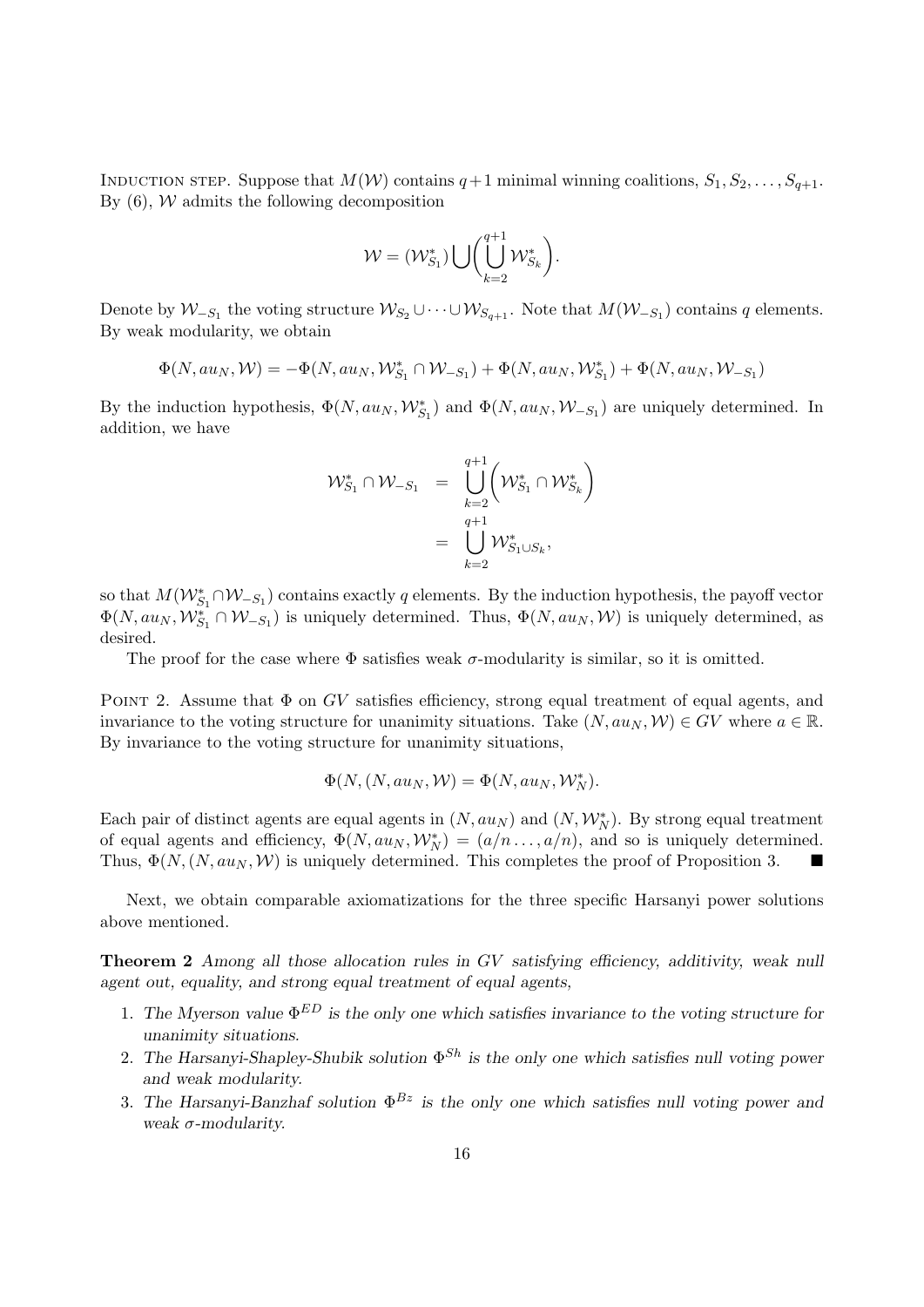INDUCTION STEP. Suppose that $M(\mathcal{W})$ contains $q+1$ minimal winning coalitions, $S_1, S_2, \ldots, S_{q+1}$. By (6), $\mathcal{W}$ admits the following decomposition

$$\mathcal{W} = (\mathcal{W}^*_{S_1}) \bigcup \Big( \bigcup_{k=2}^{q+1} \mathcal{W}^*_{S_k} \Big).$$

Denote by $\mathcal{W}_{-S_1}$ the voting structure $\mathcal{W}_{S_2} \cup \cdots \cup \mathcal{W}_{S_{q+1}}$. Note that $M(\mathcal{W}_{-S_1})$ contains $q$ elements. By weak modularity, we obtain

$$\Phi(N, au_N, \mathcal{W}) = -\Phi(N, au_N, \mathcal{W}^*_{S_1} \cap \mathcal{W}_{-S_1}) + \Phi(N, au_N, \mathcal{W}^*_{S_1}) + \Phi(N, au_N, \mathcal{W}_{-S_1})$$

By the induction hypothesis, $\Phi(N, au_N, \mathcal{W}^*_{S_1})$ and $\Phi(N, au_N, \mathcal{W}_{-S_1})$ are uniquely determined. In addition, we have

$$\begin{aligned} \mathcal{W}^*_{S_1} \cap \mathcal{W}_{-S_1} &= \bigcup_{k=2}^{q+1} \Big( \mathcal{W}^*_{S_1} \cap \mathcal{W}^*_{S_k} \Big) \\ &= \bigcup_{k=2}^{q+1} \mathcal{W}^*_{S_1 \cup S_k}, \end{aligned}$$

so that $M(\mathcal{W}^*_{S_1} \cap \mathcal{W}_{-S_1})$ contains exactly $q$ elements. By the induction hypothesis, the payoff vector $\Phi(N, au_N, \mathcal{W}^*_{S_1} \cap \mathcal{W}_{-S_1})$ is uniquely determined. Thus, $\Phi(N, au_N, \mathcal{W})$ is uniquely determined, as desired.

The proof for the case where $\Phi$ satisfies weak $\sigma$-modularity is similar, so it is omitted.

POINT 2. Assume that $\Phi$ on $GV$ satisfies efficiency, strong equal treatment of equal agents, and invariance to the voting structure for unanimity situations. Take $(N, au_N, \mathcal{W}) \in GV$ where $a \in \mathbb{R}$. By invariance to the voting structure for unanimity situations,

$$\Phi(N, (N, au_N, \mathcal{W}) = \Phi(N, au_N, \mathcal{W}^*_N).$$

Each pair of distinct agents are equal agents in $(N, au_N)$ and $(N, \mathcal{W}^*_N)$. By strong equal treatment of equal agents and efficiency, $\Phi(N, au_N, \mathcal{W}^*_N) = (a/n \ldots, a/n)$, and so is uniquely determined. Thus, $\Phi(N, (N, au_N, \mathcal{W})$ is uniquely determined. This completes the proof of Proposition 3. ■

Next, we obtain comparable axiomatizations for the three specific Harsanyi power solutions above mentioned.

**Theorem 2** *Among all those allocation rules in GV satisfying efficiency, additivity, weak null agent out, equality, and strong equal treatment of equal agents,*

1. *The Myerson value $\Phi^{ED}$ is the only one which satisfies invariance to the voting structure for unanimity situations.*
2. *The Harsanyi-Shapley-Shubik solution $\Phi^{Sh}$ is the only one which satisfies null voting power and weak modularity.*
3. *The Harsanyi-Banzhaf solution $\Phi^{Bz}$ is the only one which satisfies null voting power and weak $\sigma$-modularity.*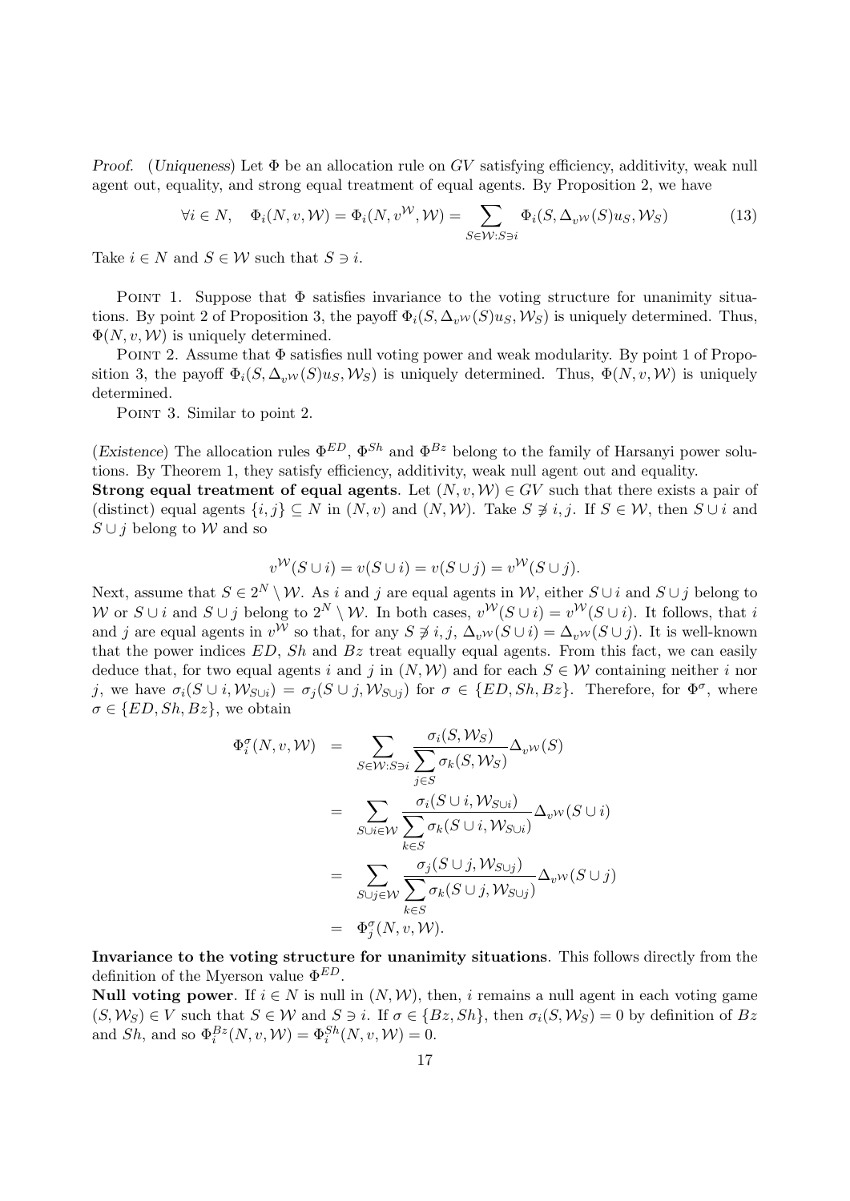*Proof.* (*Uniqueness*) Let $\Phi$ be an allocation rule on $GV$ satisfying efficiency, additivity, weak null agent out, equality, and strong equal treatment of equal agents. By Proposition 2, we have

$$\forall i \in N, \quad \Phi_i(N, v, \mathcal{W}) = \Phi_i(N, v^{\mathcal{W}}, \mathcal{W}) = \sum_{S \in \mathcal{W}: S \ni i} \Phi_i(S, \Delta_{v^{\mathcal{W}}}(S) u_S, \mathcal{W}_S) \tag{13}$$

Take $i \in N$ and $S \in \mathcal{W}$ such that $S \ni i$.

POINT 1. Suppose that $\Phi$ satisfies invariance to the voting structure for unanimity situations. By point 2 of Proposition 3, the payoff $\Phi_i(S, \Delta_{v^{\mathcal{W}}}(S) u_S, \mathcal{W}_S)$ is uniquely determined. Thus, $\Phi(N, v, \mathcal{W})$ is uniquely determined.

POINT 2. Assume that $\Phi$ satisfies null voting power and weak modularity. By point 1 of Proposition 3, the payoff $\Phi_i(S, \Delta_{v^{\mathcal{W}}}(S) u_S, \mathcal{W}_S)$ is uniquely determined. Thus, $\Phi(N, v, \mathcal{W})$ is uniquely determined.

POINT 3. Similar to point 2.

(*Existence*) The allocation rules $\Phi^{ED}$, $\Phi^{Sh}$ and $\Phi^{Bz}$ belong to the family of Harsanyi power solutions. By Theorem 1, they satisfy efficiency, additivity, weak null agent out and equality.

**Strong equal treatment of equal agents**. Let $(N, v, \mathcal{W}) \in GV$ such that there exists a pair of (distinct) equal agents $\{i, j\} \subseteq N$ in $(N, v)$ and $(N, \mathcal{W})$. Take $S \not\ni i, j$. If $S \in \mathcal{W}$, then $S \cup i$ and $S \cup j$ belong to $\mathcal{W}$ and so

$$v^{\mathcal{W}}(S \cup i) = v(S \cup i) = v(S \cup j) = v^{\mathcal{W}}(S \cup j).$$

Next, assume that $S \in 2^N \setminus \mathcal{W}$. As $i$ and $j$ are equal agents in $\mathcal{W}$, either $S \cup i$ and $S \cup j$ belong to $\mathcal{W}$ or $S \cup i$ and $S \cup j$ belong to $2^N \setminus \mathcal{W}$. In both cases, $v^{\mathcal{W}}(S \cup i) = v^{\mathcal{W}}(S \cup i)$. It follows, that $i$ and $j$ are equal agents in $v^{\mathcal{W}}$ so that, for any $S \not\ni i, j$, $\Delta_{v^{\mathcal{W}}}(S \cup i) = \Delta_{v^{\mathcal{W}}}(S \cup j)$. It is well-known that the power indices $ED$, $Sh$ and $Bz$ treat equally equal agents. From this fact, we can easily deduce that, for two equal agents $i$ and $j$ in $(N, \mathcal{W})$ and for each $S \in \mathcal{W}$ containing neither $i$ nor $j$, we have $\sigma_i(S \cup i, \mathcal{W}_{S \cup i}) = \sigma_j(S \cup j, \mathcal{W}_{S \cup j})$ for $\sigma \in \{ED, Sh, Bz\}$. Therefore, for $\Phi^\sigma$, where $\sigma \in \{ED, Sh, Bz\}$, we obtain

$$\begin{aligned}
\Phi_i^\sigma(N, v, \mathcal{W}) &= \sum_{S \in \mathcal{W}: S \ni i} \frac{\sigma_i(S, \mathcal{W}_S)}{\sum_{j \in S} \sigma_k(S, \mathcal{W}_S)} \Delta_{v^{\mathcal{W}}}(S) \\
&= \sum_{S \cup i \in \mathcal{W}} \frac{\sigma_i(S \cup i, \mathcal{W}_{S \cup i})}{\sum_{k \in S} \sigma_k(S \cup i, \mathcal{W}_{S \cup i})} \Delta_{v^{\mathcal{W}}}(S \cup i) \\
&= \sum_{S \cup j \in \mathcal{W}} \frac{\sigma_j(S \cup j, \mathcal{W}_{S \cup j})}{\sum_{k \in S} \sigma_k(S \cup j, \mathcal{W}_{S \cup j})} \Delta_{v^{\mathcal{W}}}(S \cup j) \\
&= \Phi_j^\sigma(N, v, \mathcal{W}).
\end{aligned}$$

**Invariance to the voting structure for unanimity situations**. This follows directly from the definition of the Myerson value $\Phi^{ED}$.

**Null voting power**. If $i \in N$ is null in $(N, \mathcal{W})$, then, $i$ remains a null agent in each voting game $(S, \mathcal{W}_S) \in V$ such that $S \in \mathcal{W}$ and $S \ni i$. If $\sigma \in \{Bz, Sh\}$, then $\sigma_i(S, \mathcal{W}_S) = 0$ by definition of $Bz$ and $Sh$, and so $\Phi_i^{Bz}(N, v, \mathcal{W}) = \Phi_i^{Sh}(N, v, \mathcal{W}) = 0$.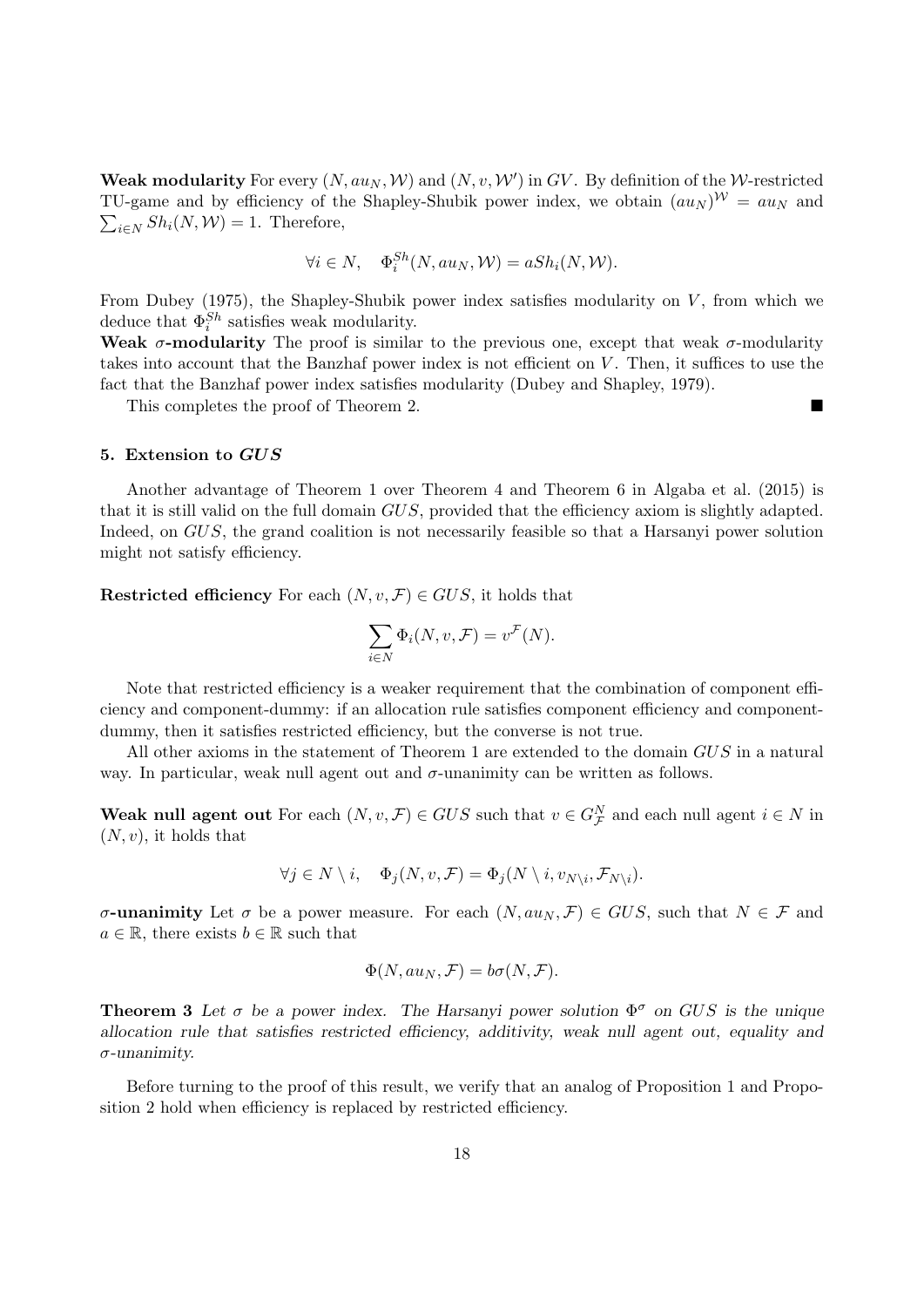**Weak modularity** For every $(N, au_N, \mathcal{W})$ and $(N, v, \mathcal{W}')$ in $GV$. By definition of the $\mathcal{W}$-restricted TU-game and by efficiency of the Shapley-Shubik power index, we obtain $(au_N)^{\mathcal{W}} = au_N$ and $\sum_{i \in N} Sh_i(N, \mathcal{W}) = 1$. Therefore,

$$\forall i \in N, \quad \Phi_i^{Sh}(N, au_N, \mathcal{W}) = aSh_i(N, \mathcal{W}).$$

From Dubey (1975), the Shapley-Shubik power index satisfies modularity on $V$, from which we deduce that $\Phi_i^{Sh}$ satisfies weak modularity.

**Weak $\sigma$-modularity** The proof is similar to the previous one, except that weak $\sigma$-modularity takes into account that the Banzhaf power index is not efficient on $V$. Then, it suffices to use the fact that the Banzhaf power index satisfies modularity (Dubey and Shapley, 1979).

This completes the proof of Theorem 2. ■

## 5. Extension to $GUS$

Another advantage of Theorem 1 over Theorem 4 and Theorem 6 in Algaba et al. (2015) is that it is still valid on the full domain $GUS$, provided that the efficiency axiom is slightly adapted. Indeed, on $GUS$, the grand coalition is not necessarily feasible so that a Harsanyi power solution might not satisfy efficiency.

**Restricted efficiency** For each $(N, v, \mathcal{F}) \in GUS$, it holds that

$$\sum_{i \in N} \Phi_i(N, v, \mathcal{F}) = v^{\mathcal{F}}(N).$$

Note that restricted efficiency is a weaker requirement that the combination of component efficiency and component-dummy: if an allocation rule satisfies component efficiency and component-dummy, then it satisfies restricted efficiency, but the converse is not true.

All other axioms in the statement of Theorem 1 are extended to the domain $GUS$ in a natural way. In particular, weak null agent out and $\sigma$-unanimity can be written as follows.

**Weak null agent out** For each $(N, v, \mathcal{F}) \in GUS$ such that $v \in G_{\mathcal{F}}^N$ and each null agent $i \in N$ in $(N, v)$, it holds that

$$\forall j \in N \setminus i, \quad \Phi_j(N, v, \mathcal{F}) = \Phi_j(N \setminus i, v_{N \setminus i}, \mathcal{F}_{N \setminus i}).$$

**$\sigma$-unanimity** Let $\sigma$ be a power measure. For each $(N, au_N, \mathcal{F}) \in GUS$, such that $N \in \mathcal{F}$ and $a \in \mathbb{R}$, there exists $b \in \mathbb{R}$ such that

$$\Phi(N, au_N, \mathcal{F}) = b\sigma(N, \mathcal{F}).$$

**Theorem 3** *Let $\sigma$ be a power index. The Harsanyi power solution $\Phi^\sigma$ on $GUS$ is the unique allocation rule that satisfies restricted efficiency, additivity, weak null agent out, equality and $\sigma$-unanimity.*

Before turning to the proof of this result, we verify that an analog of Proposition 1 and Proposition 2 hold when efficiency is replaced by restricted efficiency.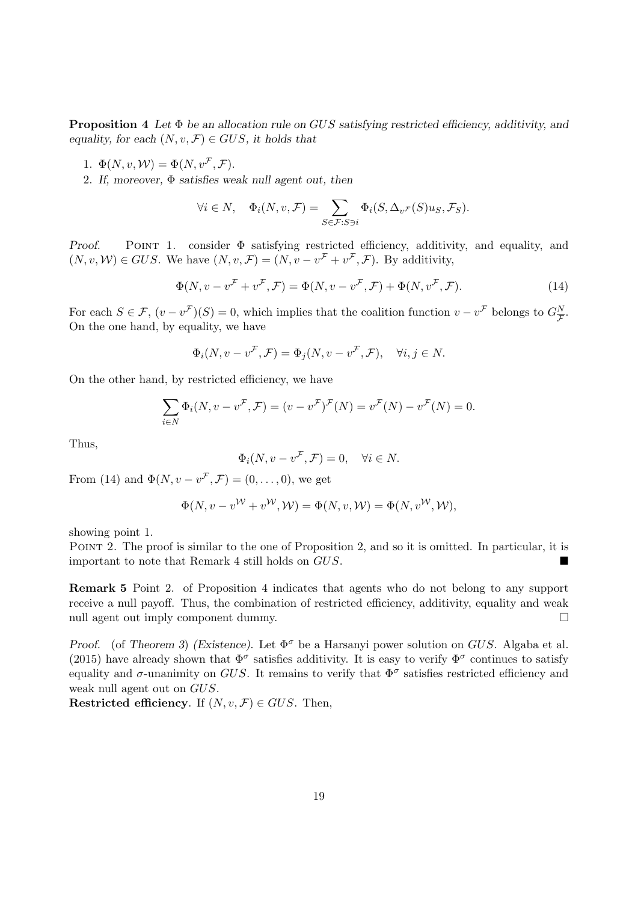**Proposition 4** *Let $\Phi$ be an allocation rule on $GUS$ satisfying restricted efficiency, additivity, and equality, for each $(N, v, \mathcal{F}) \in GUS$, it holds that*

1. $\Phi(N, v, \mathcal{W}) = \Phi(N, v^{\mathcal{F}}, \mathcal{F})$.
2. *If, moreover, $\Phi$ satisfies weak null agent out, then*

$$\forall i \in N, \quad \Phi_i(N, v, \mathcal{F}) = \sum_{S \in \mathcal{F}: S \ni i} \Phi_i(S, \Delta_{v^{\mathcal{F}}}(S) u_S, \mathcal{F}_S).$$

*Proof.* POINT 1. consider $\Phi$ satisfying restricted efficiency, additivity, and equality, and $(N, v, \mathcal{W}) \in GUS$. We have $(N, v, \mathcal{F}) = (N, v - v^{\mathcal{F}} + v^{\mathcal{F}}, \mathcal{F})$. By additivity,

$$\Phi(N, v - v^{\mathcal{F}} + v^{\mathcal{F}}, \mathcal{F}) = \Phi(N, v - v^{\mathcal{F}}, \mathcal{F}) + \Phi(N, v^{\mathcal{F}}, \mathcal{F}). \tag{14}$$

For each $S \in \mathcal{F}$, $(v - v^{\mathcal{F}})(S) = 0$, which implies that the coalition function $v - v^{\mathcal{F}}$ belongs to $G^N_{\overline{\mathcal{F}}}$. On the one hand, by equality, we have

$$\Phi_i(N, v - v^{\mathcal{F}}, \mathcal{F}) = \Phi_j(N, v - v^{\mathcal{F}}, \mathcal{F}), \quad \forall i, j \in N.$$

On the other hand, by restricted efficiency, we have

$$\sum_{i \in N} \Phi_i(N, v - v^{\mathcal{F}}, \mathcal{F}) = (v - v^{\mathcal{F}})^{\mathcal{F}}(N) = v^{\mathcal{F}}(N) - v^{\mathcal{F}}(N) = 0.$$

Thus,

$$\Phi_i(N, v - v^{\mathcal{F}}, \mathcal{F}) = 0, \quad \forall i \in N.$$

From (14) and $\Phi(N, v - v^{\mathcal{F}}, \mathcal{F}) = (0, \ldots, 0)$, we get

$$\Phi(N, v - v^{\mathcal{W}} + v^{\mathcal{W}}, \mathcal{W}) = \Phi(N, v, \mathcal{W}) = \Phi(N, v^{\mathcal{W}}, \mathcal{W}),$$

showing point 1.

POINT 2. The proof is similar to the one of Proposition 2, and so it is omitted. In particular, it is important to note that Remark 4 still holds on $GUS$. ■

**Remark 5** Point 2. of Proposition 4 indicates that agents who do not belong to any support receive a null payoff. Thus, the combination of restricted efficiency, additivity, equality and weak null agent out imply component dummy. □

*Proof.* (of *Theorem 3*) (*Existence*). Let $\Phi^\sigma$ be a Harsanyi power solution on $GUS$. Algaba et al. (2015) have already shown that $\Phi^\sigma$ satisfies additivity. It is easy to verify $\Phi^\sigma$ continues to satisfy equality and $\sigma$-unanimity on $GUS$. It remains to verify that $\Phi^\sigma$ satisfies restricted efficiency and weak null agent out on $GUS$.

**Restricted efficiency**. If $(N, v, \mathcal{F}) \in GUS$. Then,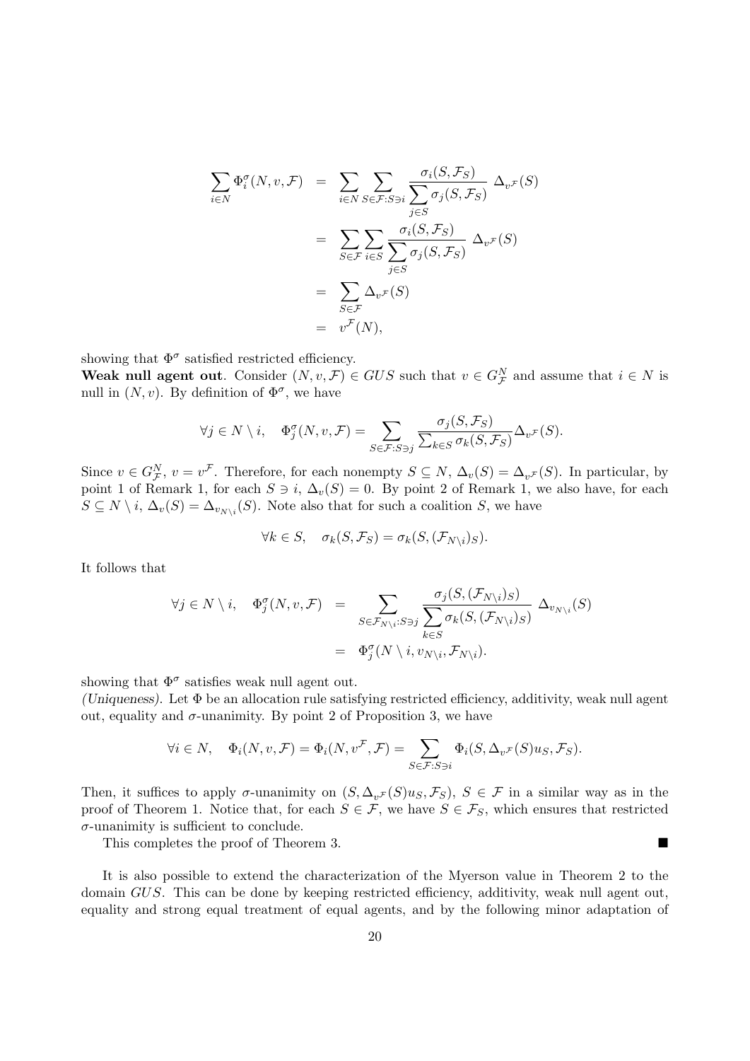$$
\begin{aligned}
\sum_{i\in N}\Phi^\sigma_i(N,v,\mathcal{F}) &= \sum_{i\in N}\sum_{S\in\mathcal{F}:S\ni i}\frac{\sigma_i(S,\mathcal{F}_S)}{\displaystyle\sum_{j\in S}\sigma_j(S,\mathcal{F}_S)}\ \Delta_{v^\mathcal{F}}(S)\\
&= \sum_{S\in\mathcal{F}}\sum_{i\in S}\frac{\sigma_i(S,\mathcal{F}_S)}{\displaystyle\sum_{j\in S}\sigma_j(S,\mathcal{F}_S)}\ \Delta_{v^\mathcal{F}}(S)\\
&= \sum_{S\in\mathcal{F}}\Delta_{v^\mathcal{F}}(S)\\
&= v^\mathcal{F}(N),
\end{aligned}
$$

showing that $\Phi^\sigma$ satisfied restricted efficiency.

**Weak null agent out**. Consider $(N,v,\mathcal{F})\in GUS$ such that $v\in G^N_\mathcal{F}$ and assume that $i\in N$ is null in $(N,v)$. By definition of $\Phi^\sigma$, we have

$$
\forall j\in N\setminus i,\quad \Phi^\sigma_j(N,v,\mathcal{F})=\sum_{S\in\mathcal{F}:S\ni j}\frac{\sigma_j(S,\mathcal{F}_S)}{\sum_{k\in S}\sigma_k(S,\mathcal{F}_S)}\Delta_{v^\mathcal{F}}(S).
$$

Since $v\in G^N_\mathcal{F}$, $v=v^\mathcal{F}$. Therefore, for each nonempty $S\subseteq N$, $\Delta_v(S)=\Delta_{v^\mathcal{F}}(S)$. In particular, by point 1 of Remark 1, for each $S\ni i$, $\Delta_v(S)=0$. By point 2 of Remark 1, we also have, for each $S\subseteq N\setminus i$, $\Delta_v(S)=\Delta_{v_{N\setminus i}}(S)$. Note also that for such a coalition $S$, we have

$$
\forall k\in S,\quad \sigma_k(S,\mathcal{F}_S)=\sigma_k(S,(\mathcal{F}_{N\setminus i})_S).
$$

It follows that

$$
\begin{aligned}
\forall j\in N\setminus i,\quad \Phi^\sigma_j(N,v,\mathcal{F}) &= \sum_{S\in\mathcal{F}_{N\setminus i}:S\ni j}\frac{\sigma_j(S,(\mathcal{F}_{N\setminus i})_S)}{\displaystyle\sum_{k\in S}\sigma_k(S,(\mathcal{F}_{N\setminus i})_S)}\ \Delta_{v_{N\setminus i}}(S)\\
&= \Phi^\sigma_j(N\setminus i,v_{N\setminus i},\mathcal{F}_{N\setminus i}).
\end{aligned}
$$

showing that $\Phi^\sigma$ satisfies weak null agent out.

*(Uniqueness)*. Let $\Phi$ be an allocation rule satisfying restricted efficiency, additivity, weak null agent out, equality and $\sigma$-unanimity. By point 2 of Proposition 3, we have

$$
\forall i\in N,\quad \Phi_i(N,v,\mathcal{F})=\Phi_i(N,v^\mathcal{F},\mathcal{F})=\sum_{S\in\mathcal{F}:S\ni i}\Phi_i(S,\Delta_{v^\mathcal{F}}(S)u_S,\mathcal{F}_S).
$$

Then, it suffices to apply $\sigma$-unanimity on $(S,\Delta_{v^\mathcal{F}}(S)u_S,\mathcal{F}_S)$, $S\in\mathcal{F}$ in a similar way as in the proof of Theorem 1. Notice that, for each $S\in\mathcal{F}$, we have $S\in\mathcal{F}_S$, which ensures that restricted $\sigma$-unanimity is sufficient to conclude.

This completes the proof of Theorem 3. ■

It is also possible to extend the characterization of the Myerson value in Theorem 2 to the domain $GUS$. This can be done by keeping restricted efficiency, additivity, weak null agent out, equality and strong equal treatment of equal agents, and by the following minor adaptation of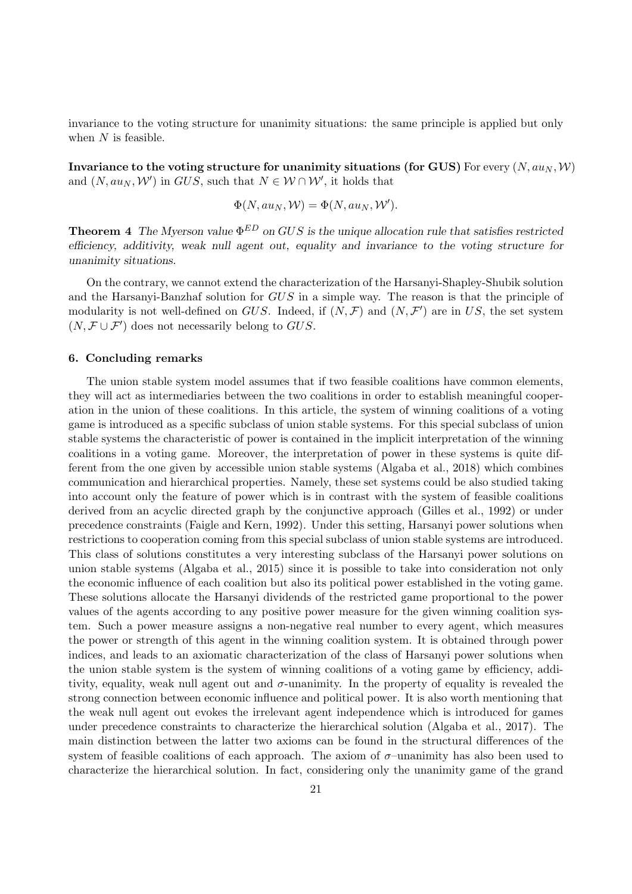invariance to the voting structure for unanimity situations: the same principle is applied but only when $N$ is feasible.

**Invariance to the voting structure for unanimity situations (for GUS)** For every $(N, au_N, \mathcal{W})$ and $(N, au_N, \mathcal{W}')$ in $GUS$, such that $N \in \mathcal{W} \cap \mathcal{W}'$, it holds that

$$\Phi(N, au_N, \mathcal{W}) = \Phi(N, au_N, \mathcal{W}').$$

**Theorem 4** *The Myerson value $\Phi^{ED}$ on $GUS$ is the unique allocation rule that satisfies restricted efficiency, additivity, weak null agent out, equality and invariance to the voting structure for unanimity situations.*

On the contrary, we cannot extend the characterization of the Harsanyi-Shapley-Shubik solution and the Harsanyi-Banzhaf solution for $GUS$ in a simple way. The reason is that the principle of modularity is not well-defined on $GUS$. Indeed, if $(N, \mathcal{F})$ and $(N, \mathcal{F}')$ are in $US$, the set system $(N, \mathcal{F} \cup \mathcal{F}')$ does not necessarily belong to $GUS$.

### 6. Concluding remarks

The union stable system model assumes that if two feasible coalitions have common elements, they will act as intermediaries between the two coalitions in order to establish meaningful cooperation in the union of these coalitions. In this article, the system of winning coalitions of a voting game is introduced as a specific subclass of union stable systems. For this special subclass of union stable systems the characteristic of power is contained in the implicit interpretation of the winning coalitions in a voting game. Moreover, the interpretation of power in these systems is quite different from the one given by accessible union stable systems (Algaba et al., 2018) which combines communication and hierarchical properties. Namely, these set systems could be also studied taking into account only the feature of power which is in contrast with the system of feasible coalitions derived from an acyclic directed graph by the conjunctive approach (Gilles et al., 1992) or under precedence constraints (Faigle and Kern, 1992). Under this setting, Harsanyi power solutions when restrictions to cooperation coming from this special subclass of union stable systems are introduced. This class of solutions constitutes a very interesting subclass of the Harsanyi power solutions on union stable systems (Algaba et al., 2015) since it is possible to take into consideration not only the economic influence of each coalition but also its political power established in the voting game. These solutions allocate the Harsanyi dividends of the restricted game proportional to the power values of the agents according to any positive power measure for the given winning coalition system. Such a power measure assigns a non-negative real number to every agent, which measures the power or strength of this agent in the winning coalition system. It is obtained through power indices, and leads to an axiomatic characterization of the class of Harsanyi power solutions when the union stable system is the system of winning coalitions of a voting game by efficiency, additivity, equality, weak null agent out and $\sigma$-unanimity. In the property of equality is revealed the strong connection between economic influence and political power. It is also worth mentioning that the weak null agent out evokes the irrelevant agent independence which is introduced for games under precedence constraints to characterize the hierarchical solution (Algaba et al., 2017). The main distinction between the latter two axioms can be found in the structural differences of the system of feasible coalitions of each approach. The axiom of $\sigma$–unanimity has also been used to characterize the hierarchical solution. In fact, considering only the unanimity game of the grand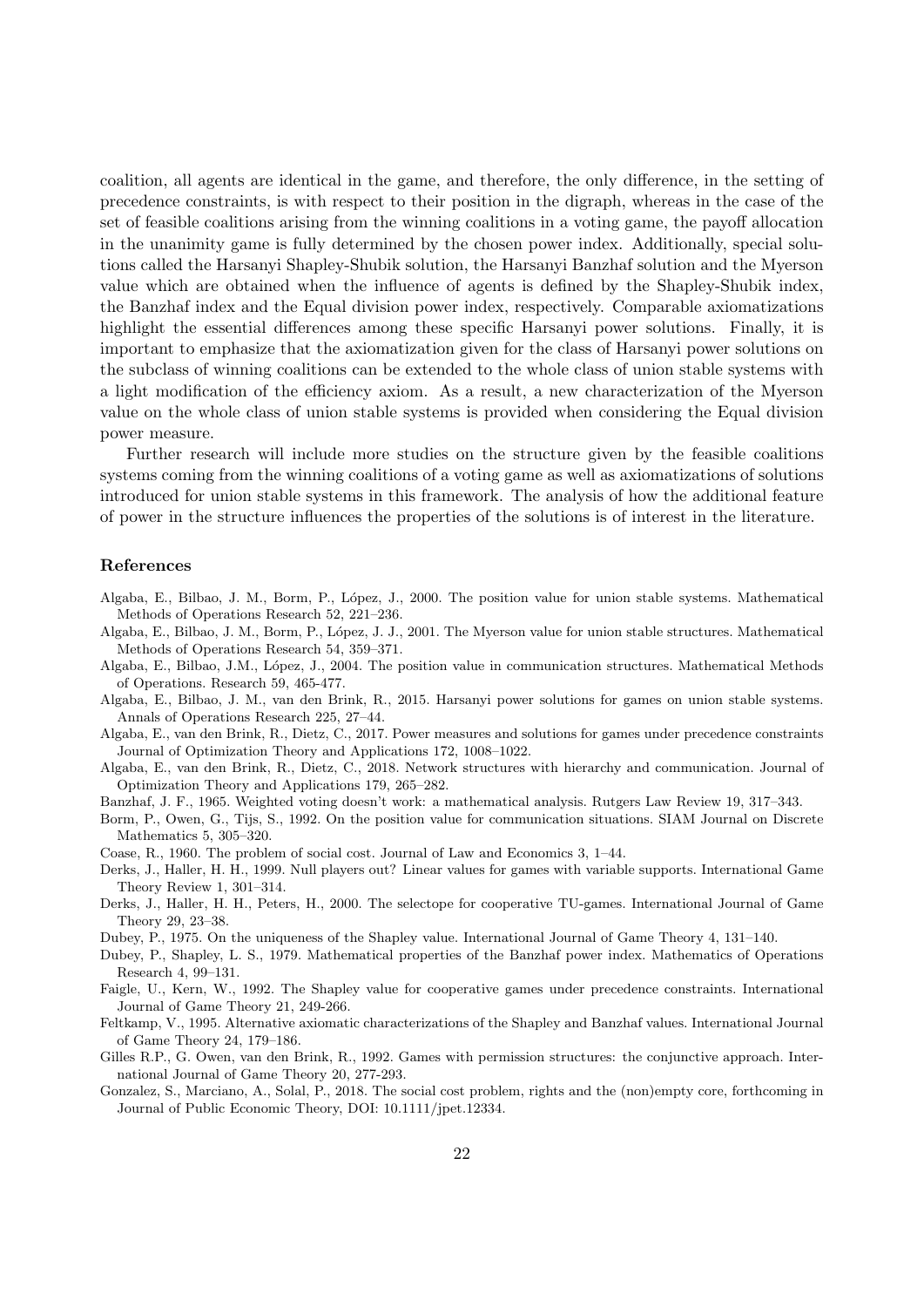coalition, all agents are identical in the game, and therefore, the only difference, in the setting of precedence constraints, is with respect to their position in the digraph, whereas in the case of the set of feasible coalitions arising from the winning coalitions in a voting game, the payoff allocation in the unanimity game is fully determined by the chosen power index. Additionally, special solutions called the Harsanyi Shapley-Shubik solution, the Harsanyi Banzhaf solution and the Myerson value which are obtained when the influence of agents is defined by the Shapley-Shubik index, the Banzhaf index and the Equal division power index, respectively. Comparable axiomatizations highlight the essential differences among these specific Harsanyi power solutions. Finally, it is important to emphasize that the axiomatization given for the class of Harsanyi power solutions on the subclass of winning coalitions can be extended to the whole class of union stable systems with a light modification of the efficiency axiom. As a result, a new characterization of the Myerson value on the whole class of union stable systems is provided when considering the Equal division power measure.

Further research will include more studies on the structure given by the feasible coalitions systems coming from the winning coalitions of a voting game as well as axiomatizations of solutions introduced for union stable systems in this framework. The analysis of how the additional feature of power in the structure influences the properties of the solutions is of interest in the literature.

## References

Algaba, E., Bilbao, J. M., Borm, P., López, J., 2000. The position value for union stable systems. Mathematical Methods of Operations Research 52, 221–236.

Algaba, E., Bilbao, J. M., Borm, P., López, J. J., 2001. The Myerson value for union stable structures. Mathematical Methods of Operations Research 54, 359–371.

Algaba, E., Bilbao, J.M., López, J., 2004. The position value in communication structures. Mathematical Methods of Operations. Research 59, 465-477.

Algaba, E., Bilbao, J. M., van den Brink, R., 2015. Harsanyi power solutions for games on union stable systems. Annals of Operations Research 225, 27–44.

Algaba, E., van den Brink, R., Dietz, C., 2017. Power measures and solutions for games under precedence constraints Journal of Optimization Theory and Applications 172, 1008–1022.

Algaba, E., van den Brink, R., Dietz, C., 2018. Network structures with hierarchy and communication. Journal of Optimization Theory and Applications 179, 265–282.

Banzhaf, J. F., 1965. Weighted voting doesn't work: a mathematical analysis. Rutgers Law Review 19, 317–343.

Borm, P., Owen, G., Tijs, S., 1992. On the position value for communication situations. SIAM Journal on Discrete Mathematics 5, 305–320.

Coase, R., 1960. The problem of social cost. Journal of Law and Economics 3, 1–44.

Derks, J., Haller, H. H., 1999. Null players out? Linear values for games with variable supports. International Game Theory Review 1, 301–314.

Derks, J., Haller, H. H., Peters, H., 2000. The selectope for cooperative TU-games. International Journal of Game Theory 29, 23–38.

Dubey, P., 1975. On the uniqueness of the Shapley value. International Journal of Game Theory 4, 131–140.

Dubey, P., Shapley, L. S., 1979. Mathematical properties of the Banzhaf power index. Mathematics of Operations Research 4, 99–131.

Faigle, U., Kern, W., 1992. The Shapley value for cooperative games under precedence constraints. International Journal of Game Theory 21, 249-266.

Feltkamp, V., 1995. Alternative axiomatic characterizations of the Shapley and Banzhaf values. International Journal of Game Theory 24, 179–186.

Gilles R.P., G. Owen, van den Brink, R., 1992. Games with permission structures: the conjunctive approach. International Journal of Game Theory 20, 277-293.

Gonzalez, S., Marciano, A., Solal, P., 2018. The social cost problem, rights and the (non)empty core, forthcoming in Journal of Public Economic Theory, DOI: 10.1111/jpet.12334.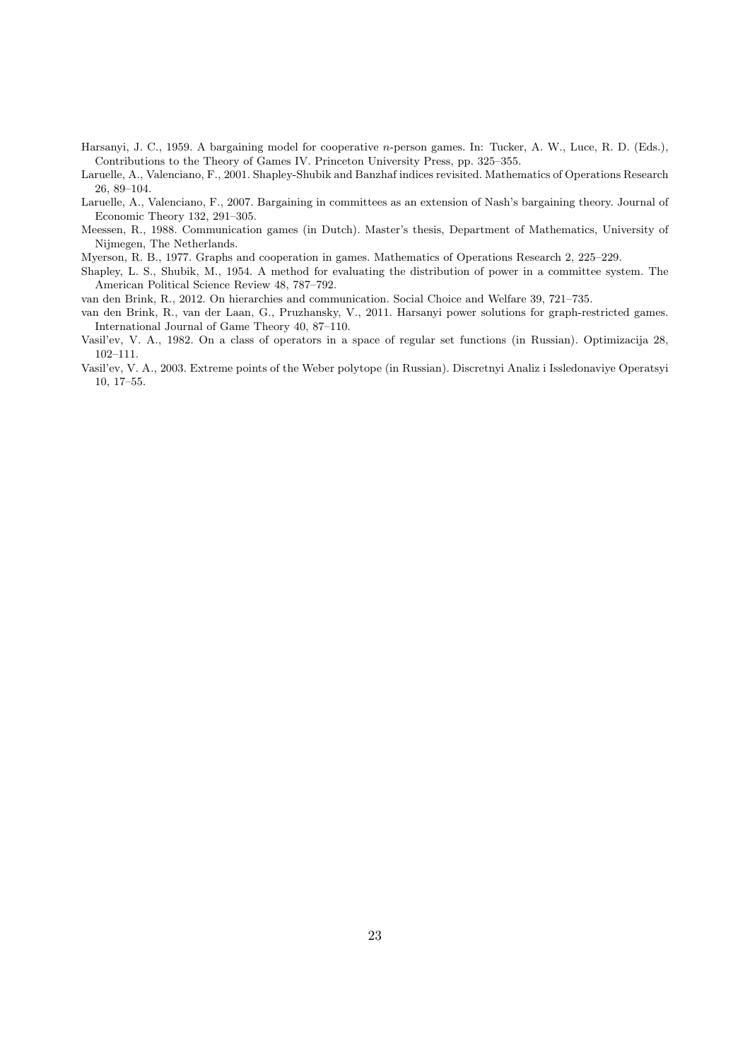Harsanyi, J. C., 1959. A bargaining model for cooperative $n$-person games. In: Tucker, A. W., Luce, R. D. (Eds.), Contributions to the Theory of Games IV. Princeton University Press, pp. 325–355.

Laruelle, A., Valenciano, F., 2001. Shapley-Shubik and Banzhaf indices revisited. Mathematics of Operations Research 26, 89–104.

Laruelle, A., Valenciano, F., 2007. Bargaining in committees as an extension of Nash's bargaining theory. Journal of Economic Theory 132, 291–305.

Meessen, R., 1988. Communication games (in Dutch). Master's thesis, Department of Mathematics, University of Nijmegen, The Netherlands.

Myerson, R. B., 1977. Graphs and cooperation in games. Mathematics of Operations Research 2, 225–229.

Shapley, L. S., Shubik, M., 1954. A method for evaluating the distribution of power in a committee system. The American Political Science Review 48, 787–792.

van den Brink, R., 2012. On hierarchies and communication. Social Choice and Welfare 39, 721–735.

van den Brink, R., van der Laan, G., Pruzhansky, V., 2011. Harsanyi power solutions for graph-restricted games. International Journal of Game Theory 40, 87–110.

Vasil'ev, V. A., 1982. On a class of operators in a space of regular set functions (in Russian). Optimizacija 28, 102–111.

Vasil'ev, V. A., 2003. Extreme points of the Weber polytope (in Russian). Discretnyi Analiz i Issledonaviye Operatsyi 10, 17–55.